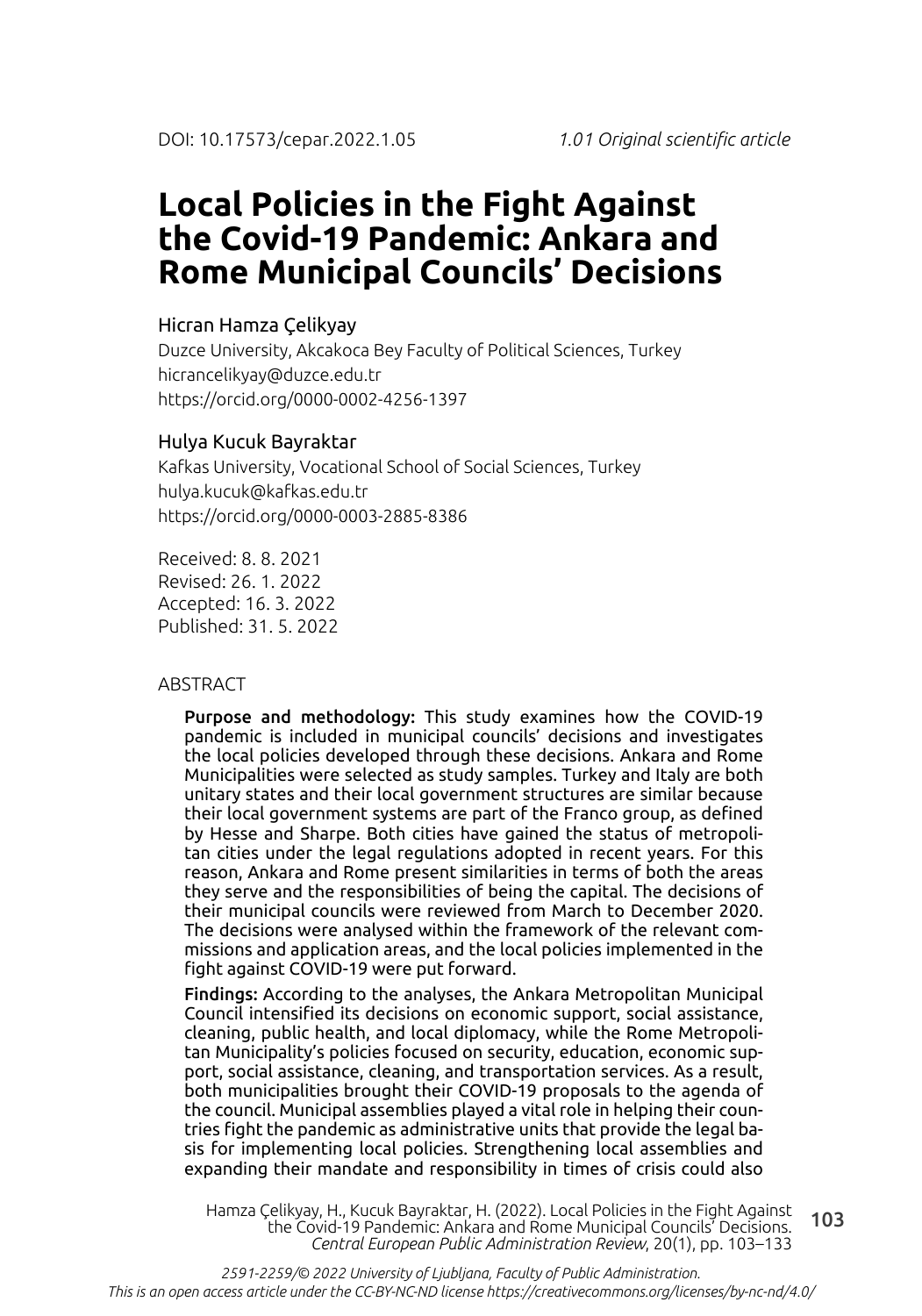DOI: 10.17573/cepar.2022.1.05 *1.01 Original scientific article*

# Local Policies in the Fight Against the Covid-19 Pandemic: Ankara and Rome Municipal Councils' Decisions

Hicran Hamza Çelikyay
Duzce University, Akcakoca Bey Faculty of Political Sciences, Turkey
hicrancelikyay@duzce.edu.tr
https://orcid.org/0000-0002-4256-1397

Hulya Kucuk Bayraktar
Kafkas University, Vocational School of Social Sciences, Turkey
hulya.kucuk@kafkas.edu.tr
https://orcid.org/0000-0003-2885-8386

Received: 8. 8. 2021
Revised: 26. 1. 2022
Accepted: 16. 3. 2022
Published: 31. 5. 2022

## ABSTRACT

**Purpose and methodology:** This study examines how the COVID-19 pandemic is included in municipal councils' decisions and investigates the local policies developed through these decisions. Ankara and Rome Municipalities were selected as study samples. Turkey and Italy are both unitary states and their local government structures are similar because their local government systems are part of the Franco group, as defined by Hesse and Sharpe. Both cities have gained the status of metropolitan cities under the legal regulations adopted in recent years. For this reason, Ankara and Rome present similarities in terms of both the areas they serve and the responsibilities of being the capital. The decisions of their municipal councils were reviewed from March to December 2020. The decisions were analysed within the framework of the relevant commissions and application areas, and the local policies implemented in the fight against COVID-19 were put forward.

**Findings:** According to the analyses, the Ankara Metropolitan Municipal Council intensified its decisions on economic support, social assistance, cleaning, public health, and local diplomacy, while the Rome Metropolitan Municipality's policies focused on security, education, economic support, social assistance, cleaning, and transportation services. As a result, both municipalities brought their COVID-19 proposals to the agenda of the council. Municipal assemblies played a vital role in helping their countries fight the pandemic as administrative units that provide the legal basis for implementing local policies. Strengthening local assemblies and expanding their mandate and responsibility in times of crisis could also

Hamza Çelikyay, H., Kucuk Bayraktar, H. (2022). Local Policies in the Fight Against the Covid-19 Pandemic: Ankara and Rome Municipal Councils' Decisions. *Central European Public Administration Review*, 20(1), pp. 103–133

*2591-2259/© 2022 University of Ljubljana, Faculty of Public Administration. This is an open access article under the CC-BY-NC-ND license https://creativecommons.org/licenses/by-nc-nd/4.0/*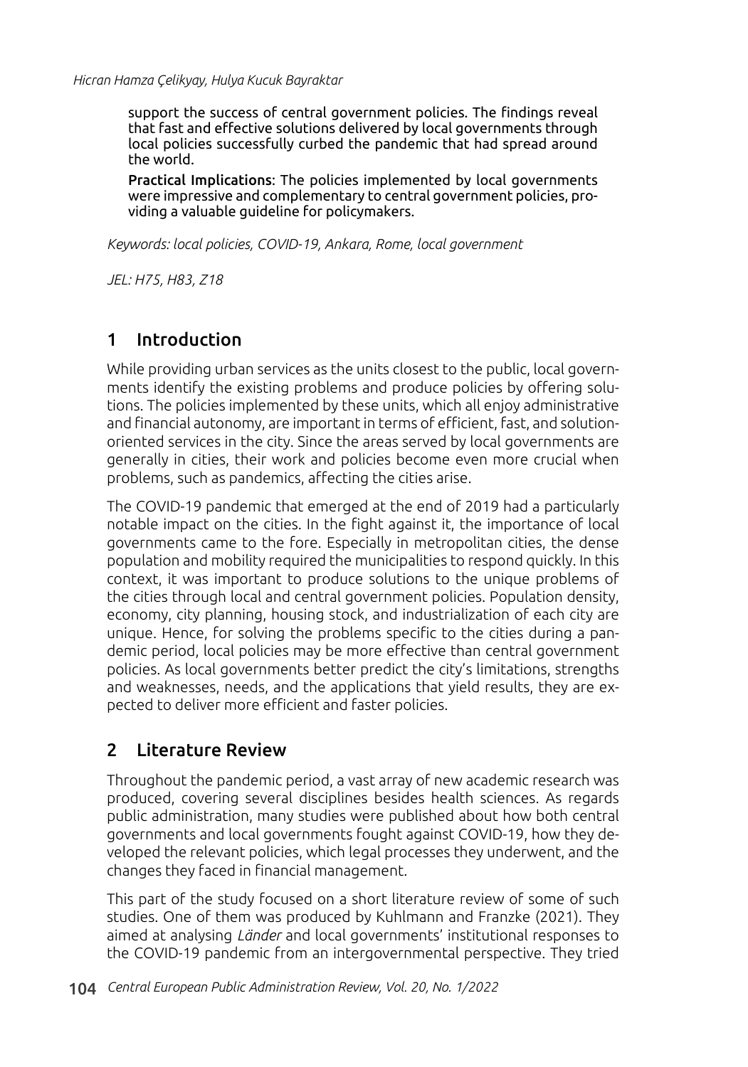support the success of central government policies. The findings reveal that fast and effective solutions delivered by local governments through local policies successfully curbed the pandemic that had spread around the world.

**Practical Implications**: The policies implemented by local governments were impressive and complementary to central government policies, providing a valuable guideline for policymakers.

*Keywords: local policies, COVID-19, Ankara, Rome, local government*

*JEL: H75, H83, Z18*

## 1 Introduction

While providing urban services as the units closest to the public, local governments identify the existing problems and produce policies by offering solutions. The policies implemented by these units, which all enjoy administrative and financial autonomy, are important in terms of efficient, fast, and solution-oriented services in the city. Since the areas served by local governments are generally in cities, their work and policies become even more crucial when problems, such as pandemics, affecting the cities arise.

The COVID-19 pandemic that emerged at the end of 2019 had a particularly notable impact on the cities. In the fight against it, the importance of local governments came to the fore. Especially in metropolitan cities, the dense population and mobility required the municipalities to respond quickly. In this context, it was important to produce solutions to the unique problems of the cities through local and central government policies. Population density, economy, city planning, housing stock, and industrialization of each city are unique. Hence, for solving the problems specific to the cities during a pandemic period, local policies may be more effective than central government policies. As local governments better predict the city's limitations, strengths and weaknesses, needs, and the applications that yield results, they are expected to deliver more efficient and faster policies.

## 2 Literature Review

Throughout the pandemic period, a vast array of new academic research was produced, covering several disciplines besides health sciences. As regards public administration, many studies were published about how both central governments and local governments fought against COVID-19, how they developed the relevant policies, which legal processes they underwent, and the changes they faced in financial management.

This part of the study focused on a short literature review of some of such studies. One of them was produced by Kuhlmann and Franzke (2021). They aimed at analysing *Länder* and local governments' institutional responses to the COVID-19 pandemic from an intergovernmental perspective. They tried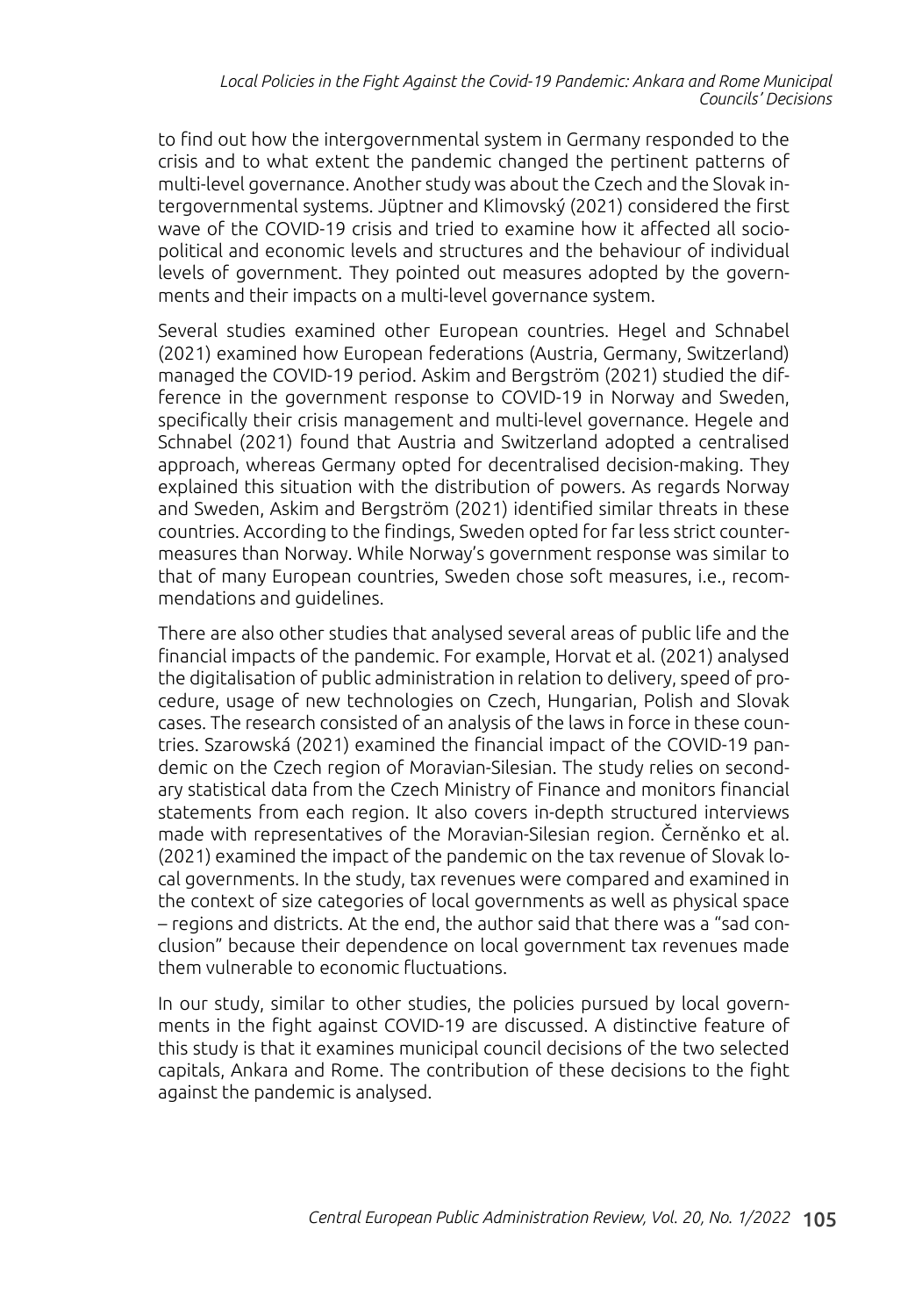to find out how the intergovernmental system in Germany responded to the crisis and to what extent the pandemic changed the pertinent patterns of multi-level governance. Another study was about the Czech and the Slovak intergovernmental systems. Jüptner and Klimovský (2021) considered the first wave of the COVID-19 crisis and tried to examine how it affected all sociopolitical and economic levels and structures and the behaviour of individual levels of government. They pointed out measures adopted by the governments and their impacts on a multi-level governance system.

Several studies examined other European countries. Hegel and Schnabel (2021) examined how European federations (Austria, Germany, Switzerland) managed the COVID-19 period. Askim and Bergström (2021) studied the difference in the government response to COVID-19 in Norway and Sweden, specifically their crisis management and multi-level governance. Hegele and Schnabel (2021) found that Austria and Switzerland adopted a centralised approach, whereas Germany opted for decentralised decision-making. They explained this situation with the distribution of powers. As regards Norway and Sweden, Askim and Bergström (2021) identified similar threats in these countries. According to the findings, Sweden opted for far less strict countermeasures than Norway. While Norway's government response was similar to that of many European countries, Sweden chose soft measures, i.e., recommendations and guidelines.

There are also other studies that analysed several areas of public life and the financial impacts of the pandemic. For example, Horvat et al. (2021) analysed the digitalisation of public administration in relation to delivery, speed of procedure, usage of new technologies on Czech, Hungarian, Polish and Slovak cases. The research consisted of an analysis of the laws in force in these countries. Szarowská (2021) examined the financial impact of the COVID-19 pandemic on the Czech region of Moravian-Silesian. The study relies on secondary statistical data from the Czech Ministry of Finance and monitors financial statements from each region. It also covers in-depth structured interviews made with representatives of the Moravian-Silesian region. Černěnko et al. (2021) examined the impact of the pandemic on the tax revenue of Slovak local governments. In the study, tax revenues were compared and examined in the context of size categories of local governments as well as physical space – regions and districts. At the end, the author said that there was a "sad conclusion" because their dependence on local government tax revenues made them vulnerable to economic fluctuations.

In our study, similar to other studies, the policies pursued by local governments in the fight against COVID-19 are discussed. A distinctive feature of this study is that it examines municipal council decisions of the two selected capitals, Ankara and Rome. The contribution of these decisions to the fight against the pandemic is analysed.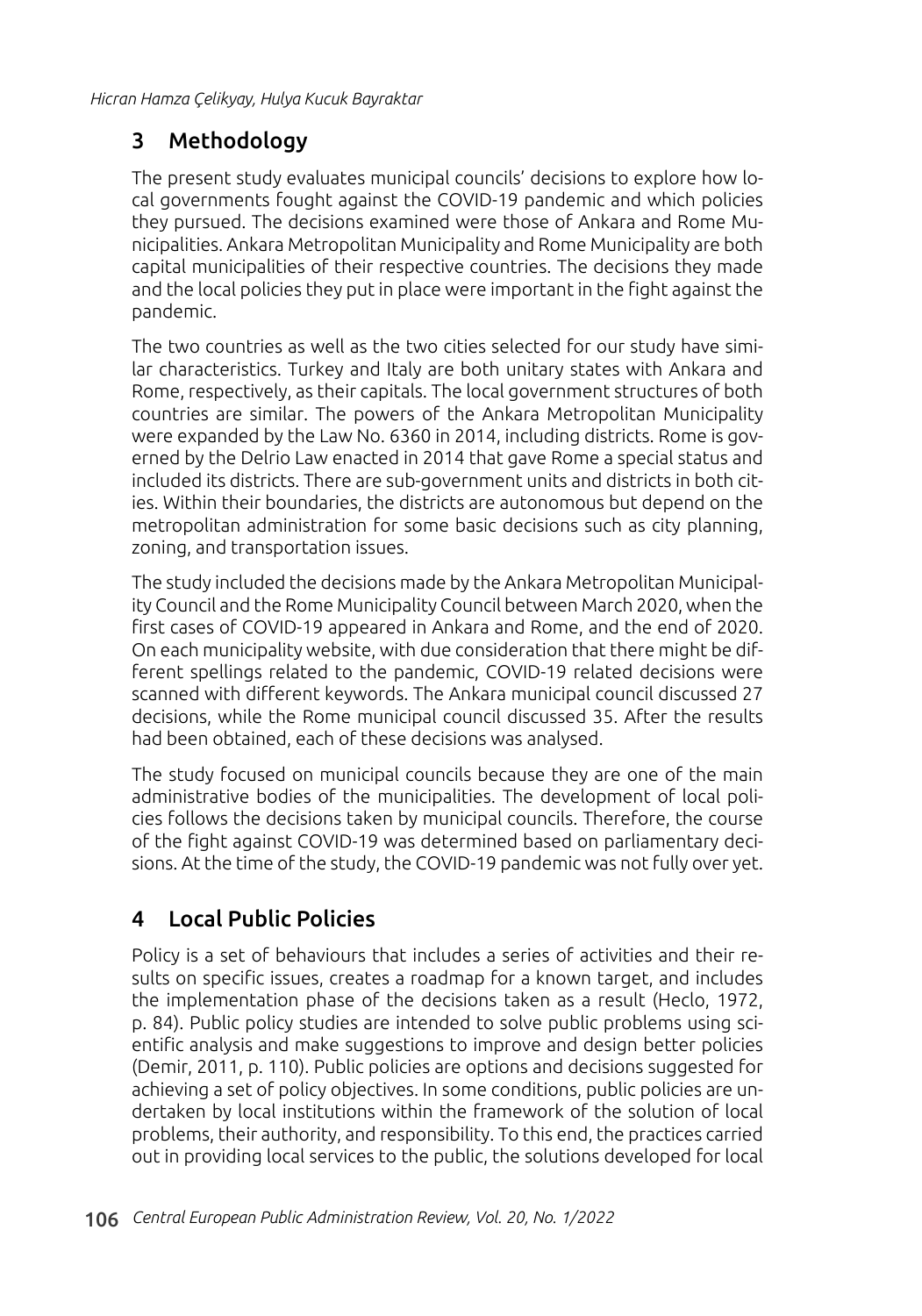## 3 Methodology

The present study evaluates municipal councils' decisions to explore how local governments fought against the COVID-19 pandemic and which policies they pursued. The decisions examined were those of Ankara and Rome Municipalities. Ankara Metropolitan Municipality and Rome Municipality are both capital municipalities of their respective countries. The decisions they made and the local policies they put in place were important in the fight against the pandemic.

The two countries as well as the two cities selected for our study have similar characteristics. Turkey and Italy are both unitary states with Ankara and Rome, respectively, as their capitals. The local government structures of both countries are similar. The powers of the Ankara Metropolitan Municipality were expanded by the Law No. 6360 in 2014, including districts. Rome is governed by the Delrio Law enacted in 2014 that gave Rome a special status and included its districts. There are sub-government units and districts in both cities. Within their boundaries, the districts are autonomous but depend on the metropolitan administration for some basic decisions such as city planning, zoning, and transportation issues.

The study included the decisions made by the Ankara Metropolitan Municipality Council and the Rome Municipality Council between March 2020, when the first cases of COVID-19 appeared in Ankara and Rome, and the end of 2020. On each municipality website, with due consideration that there might be different spellings related to the pandemic, COVID-19 related decisions were scanned with different keywords. The Ankara municipal council discussed 27 decisions, while the Rome municipal council discussed 35. After the results had been obtained, each of these decisions was analysed.

The study focused on municipal councils because they are one of the main administrative bodies of the municipalities. The development of local policies follows the decisions taken by municipal councils. Therefore, the course of the fight against COVID-19 was determined based on parliamentary decisions. At the time of the study, the COVID-19 pandemic was not fully over yet.

## 4 Local Public Policies

Policy is a set of behaviours that includes a series of activities and their results on specific issues, creates a roadmap for a known target, and includes the implementation phase of the decisions taken as a result (Heclo, 1972, p. 84). Public policy studies are intended to solve public problems using scientific analysis and make suggestions to improve and design better policies (Demir, 2011, p. 110). Public policies are options and decisions suggested for achieving a set of policy objectives. In some conditions, public policies are undertaken by local institutions within the framework of the solution of local problems, their authority, and responsibility. To this end, the practices carried out in providing local services to the public, the solutions developed for local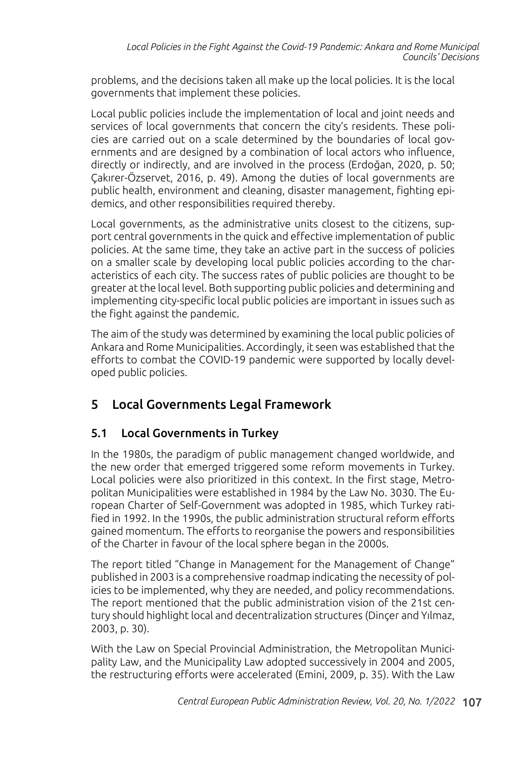problems, and the decisions taken all make up the local policies. It is the local governments that implement these policies.

Local public policies include the implementation of local and joint needs and services of local governments that concern the city's residents. These policies are carried out on a scale determined by the boundaries of local governments and are designed by a combination of local actors who influence, directly or indirectly, and are involved in the process (Erdoğan, 2020, p. 50; Çakırer-Özservet, 2016, p. 49). Among the duties of local governments are public health, environment and cleaning, disaster management, fighting epidemics, and other responsibilities required thereby.

Local governments, as the administrative units closest to the citizens, support central governments in the quick and effective implementation of public policies. At the same time, they take an active part in the success of policies on a smaller scale by developing local public policies according to the characteristics of each city. The success rates of public policies are thought to be greater at the local level. Both supporting public policies and determining and implementing city-specific local public policies are important in issues such as the fight against the pandemic.

The aim of the study was determined by examining the local public policies of Ankara and Rome Municipalities. Accordingly, it seen was established that the efforts to combat the COVID-19 pandemic were supported by locally developed public policies.

## 5 Local Governments Legal Framework

### 5.1 Local Governments in Turkey

In the 1980s, the paradigm of public management changed worldwide, and the new order that emerged triggered some reform movements in Turkey. Local policies were also prioritized in this context. In the first stage, Metropolitan Municipalities were established in 1984 by the Law No. 3030. The European Charter of Self-Government was adopted in 1985, which Turkey ratified in 1992. In the 1990s, the public administration structural reform efforts gained momentum. The efforts to reorganise the powers and responsibilities of the Charter in favour of the local sphere began in the 2000s.

The report titled "Change in Management for the Management of Change" published in 2003 is a comprehensive roadmap indicating the necessity of policies to be implemented, why they are needed, and policy recommendations. The report mentioned that the public administration vision of the 21st century should highlight local and decentralization structures (Dinçer and Yılmaz, 2003, p. 30).

With the Law on Special Provincial Administration, the Metropolitan Municipality Law, and the Municipality Law adopted successively in 2004 and 2005, the restructuring efforts were accelerated (Emini, 2009, p. 35). With the Law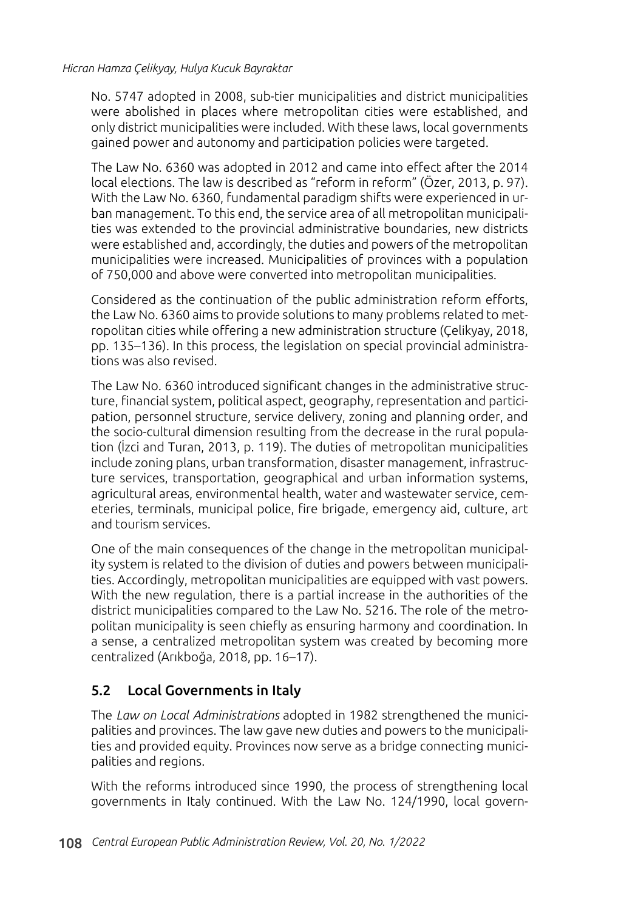No. 5747 adopted in 2008, sub-tier municipalities and district municipalities were abolished in places where metropolitan cities were established, and only district municipalities were included. With these laws, local governments gained power and autonomy and participation policies were targeted.

The Law No. 6360 was adopted in 2012 and came into effect after the 2014 local elections. The law is described as "reform in reform" (Özer, 2013, p. 97). With the Law No. 6360, fundamental paradigm shifts were experienced in urban management. To this end, the service area of all metropolitan municipalities was extended to the provincial administrative boundaries, new districts were established and, accordingly, the duties and powers of the metropolitan municipalities were increased. Municipalities of provinces with a population of 750,000 and above were converted into metropolitan municipalities.

Considered as the continuation of the public administration reform efforts, the Law No. 6360 aims to provide solutions to many problems related to metropolitan cities while offering a new administration structure (Çelikyay, 2018, pp. 135–136). In this process, the legislation on special provincial administrations was also revised.

The Law No. 6360 introduced significant changes in the administrative structure, financial system, political aspect, geography, representation and participation, personnel structure, service delivery, zoning and planning order, and the socio-cultural dimension resulting from the decrease in the rural population (İzci and Turan, 2013, p. 119). The duties of metropolitan municipalities include zoning plans, urban transformation, disaster management, infrastructure services, transportation, geographical and urban information systems, agricultural areas, environmental health, water and wastewater service, cemeteries, terminals, municipal police, fire brigade, emergency aid, culture, art and tourism services.

One of the main consequences of the change in the metropolitan municipality system is related to the division of duties and powers between municipalities. Accordingly, metropolitan municipalities are equipped with vast powers. With the new regulation, there is a partial increase in the authorities of the district municipalities compared to the Law No. 5216. The role of the metropolitan municipality is seen chiefly as ensuring harmony and coordination. In a sense, a centralized metropolitan system was created by becoming more centralized (Arıkboğa, 2018, pp. 16–17).

## 5.2 Local Governments in Italy

The *Law on Local Administrations* adopted in 1982 strengthened the municipalities and provinces. The law gave new duties and powers to the municipalities and provided equity. Provinces now serve as a bridge connecting municipalities and regions.

With the reforms introduced since 1990, the process of strengthening local governments in Italy continued. With the Law No. 124/1990, local govern-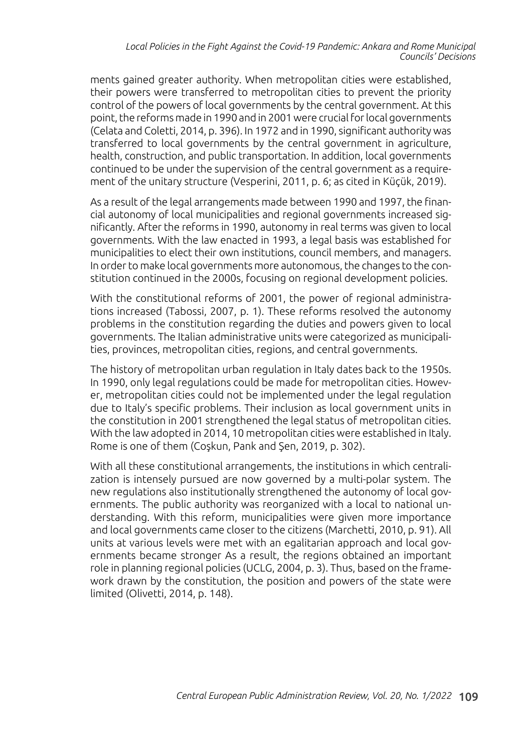ments gained greater authority. When metropolitan cities were established, their powers were transferred to metropolitan cities to prevent the priority control of the powers of local governments by the central government. At this point, the reforms made in 1990 and in 2001 were crucial for local governments (Celata and Coletti, 2014, p. 396). In 1972 and in 1990, significant authority was transferred to local governments by the central government in agriculture, health, construction, and public transportation. In addition, local governments continued to be under the supervision of the central government as a requirement of the unitary structure (Vesperini, 2011, p. 6; as cited in Küçük, 2019).

As a result of the legal arrangements made between 1990 and 1997, the financial autonomy of local municipalities and regional governments increased significantly. After the reforms in 1990, autonomy in real terms was given to local governments. With the law enacted in 1993, a legal basis was established for municipalities to elect their own institutions, council members, and managers. In order to make local governments more autonomous, the changes to the constitution continued in the 2000s, focusing on regional development policies.

With the constitutional reforms of 2001, the power of regional administrations increased (Tabossi, 2007, p. 1). These reforms resolved the autonomy problems in the constitution regarding the duties and powers given to local governments. The Italian administrative units were categorized as municipalities, provinces, metropolitan cities, regions, and central governments.

The history of metropolitan urban regulation in Italy dates back to the 1950s. In 1990, only legal regulations could be made for metropolitan cities. However, metropolitan cities could not be implemented under the legal regulation due to Italy's specific problems. Their inclusion as local government units in the constitution in 2001 strengthened the legal status of metropolitan cities. With the law adopted in 2014, 10 metropolitan cities were established in Italy. Rome is one of them (Coşkun, Pank and Şen, 2019, p. 302).

With all these constitutional arrangements, the institutions in which centralization is intensely pursued are now governed by a multi-polar system. The new regulations also institutionally strengthened the autonomy of local governments. The public authority was reorganized with a local to national understanding. With this reform, municipalities were given more importance and local governments came closer to the citizens (Marchetti, 2010, p. 91). All units at various levels were met with an egalitarian approach and local governments became stronger As a result, the regions obtained an important role in planning regional policies (UCLG, 2004, p. 3). Thus, based on the framework drawn by the constitution, the position and powers of the state were limited (Olivetti, 2014, p. 148).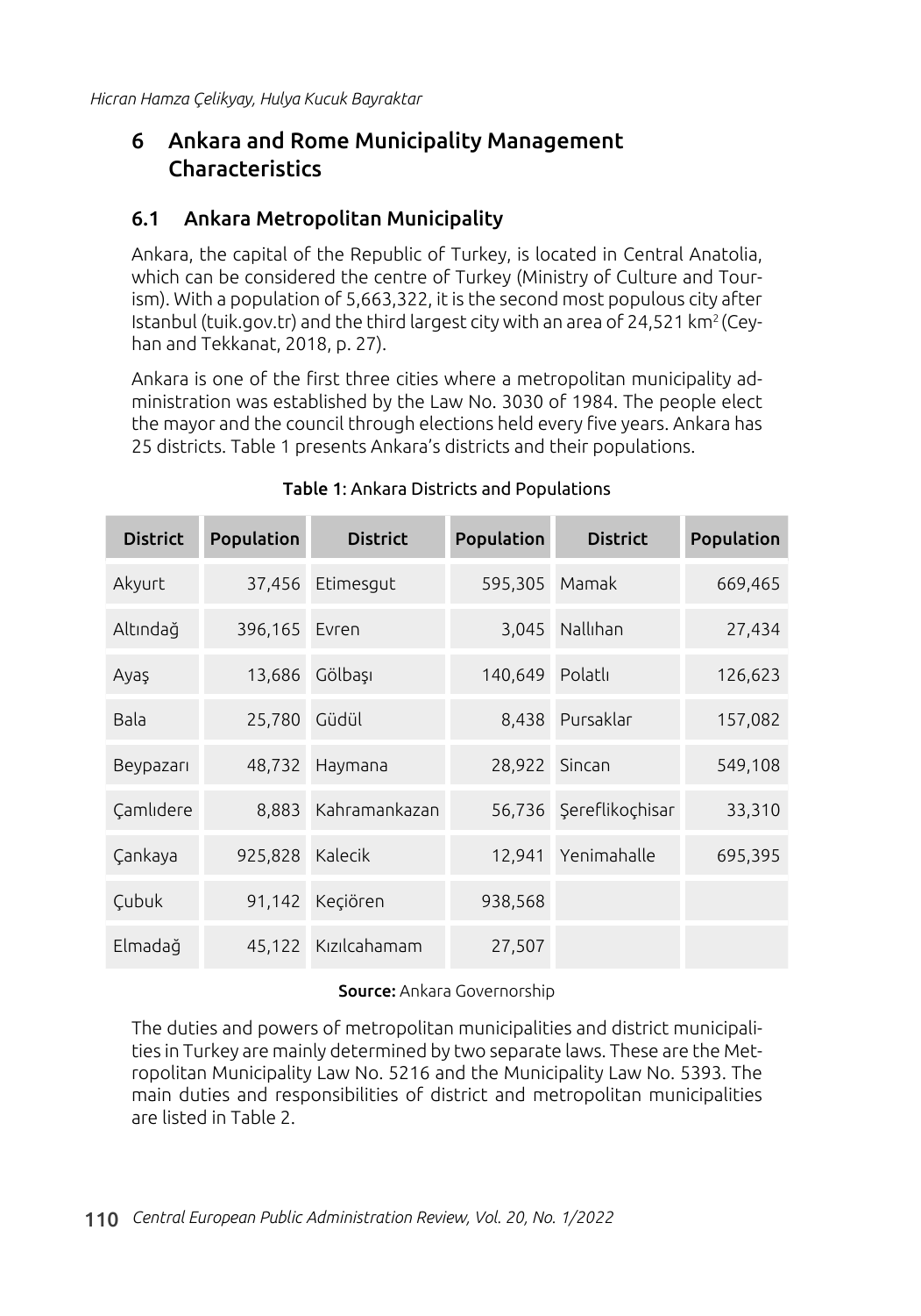## 6 Ankara and Rome Municipality Management Characteristics

### 6.1 Ankara Metropolitan Municipality

Ankara, the capital of the Republic of Turkey, is located in Central Anatolia, which can be considered the centre of Turkey (Ministry of Culture and Tourism). With a population of 5,663,322, it is the second most populous city after Istanbul (tuik.gov.tr) and the third largest city with an area of 24,521 km$^2$ (Ceyhan and Tekkanat, 2018, p. 27).

Ankara is one of the first three cities where a metropolitan municipality administration was established by the Law No. 3030 of 1984. The people elect the mayor and the council through elections held every five years. Ankara has 25 districts. Table 1 presents Ankara's districts and their populations.

**Table 1**: Ankara Districts and Populations

| District | Population | District | Population | District | Population |
|---|---|---|---|---|---|
| Akyurt | 37,456 | Etimesgut | 595,305 | Mamak | 669,465 |
| Altındağ | 396,165 | Evren | 3,045 | Nallıhan | 27,434 |
| Ayaş | 13,686 | Gölbaşı | 140,649 | Polatlı | 126,623 |
| Bala | 25,780 | Güdül | 8,438 | Pursaklar | 157,082 |
| Beypazarı | 48,732 | Haymana | 28,922 | Sincan | 549,108 |
| Çamlıdere | 8,883 | Kahramankazan | 56,736 | Şereflikoçhisar | 33,310 |
| Çankaya | 925,828 | Kalecik | 12,941 | Yenimahalle | 695,395 |
| Çubuk | 91,142 | Keçiören | 938,568 | | |
| Elmadağ | 45,122 | Kızılcahamam | 27,507 | | |

**Source:** Ankara Governorship

The duties and powers of metropolitan municipalities and district municipalities in Turkey are mainly determined by two separate laws. These are the Metropolitan Municipality Law No. 5216 and the Municipality Law No. 5393. The main duties and responsibilities of district and metropolitan municipalities are listed in Table 2.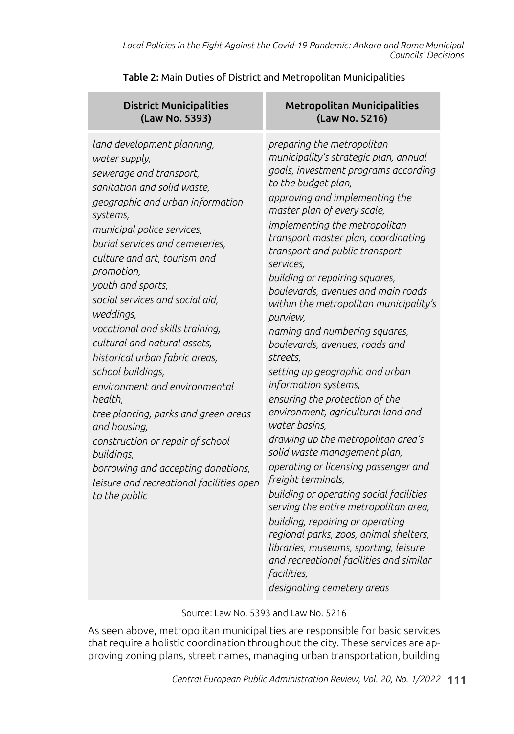Table 2: Main Duties of District and Metropolitan Municipalities

| District Municipalities (Law No. 5393) | Metropolitan Municipalities (Law No. 5216) |
|---|---|
| *land development planning, water supply, sewerage and transport, sanitation and solid waste, geographic and urban information systems, municipal police services, burial services and cemeteries, culture and art, tourism and promotion, youth and sports, social services and social aid, weddings, vocational and skills training, cultural and natural assets, historical urban fabric areas, school buildings, environment and environmental health, tree planting, parks and green areas and housing, construction or repair of school buildings, borrowing and accepting donations, leisure and recreational facilities open to the public* | *preparing the metropolitan municipality's strategic plan, annual goals, investment programs according to the budget plan, approving and implementing the master plan of every scale, implementing the metropolitan transport master plan, coordinating transport and public transport services, building or repairing squares, boulevards, avenues and main roads within the metropolitan municipality's purview, naming and numbering squares, boulevards, avenues, roads and streets, setting up geographic and urban information systems, ensuring the protection of the environment, agricultural land and water basins, drawing up the metropolitan area's solid waste management plan, operating or licensing passenger and freight terminals, building or operating social facilities serving the entire metropolitan area, building, repairing or operating regional parks, zoos, animal shelters, libraries, museums, sporting, leisure and recreational facilities and similar facilities, designating cemetery areas* |

Source: Law No. 5393 and Law No. 5216

As seen above, metropolitan municipalities are responsible for basic services that require a holistic coordination throughout the city. These services are approving zoning plans, street names, managing urban transportation, building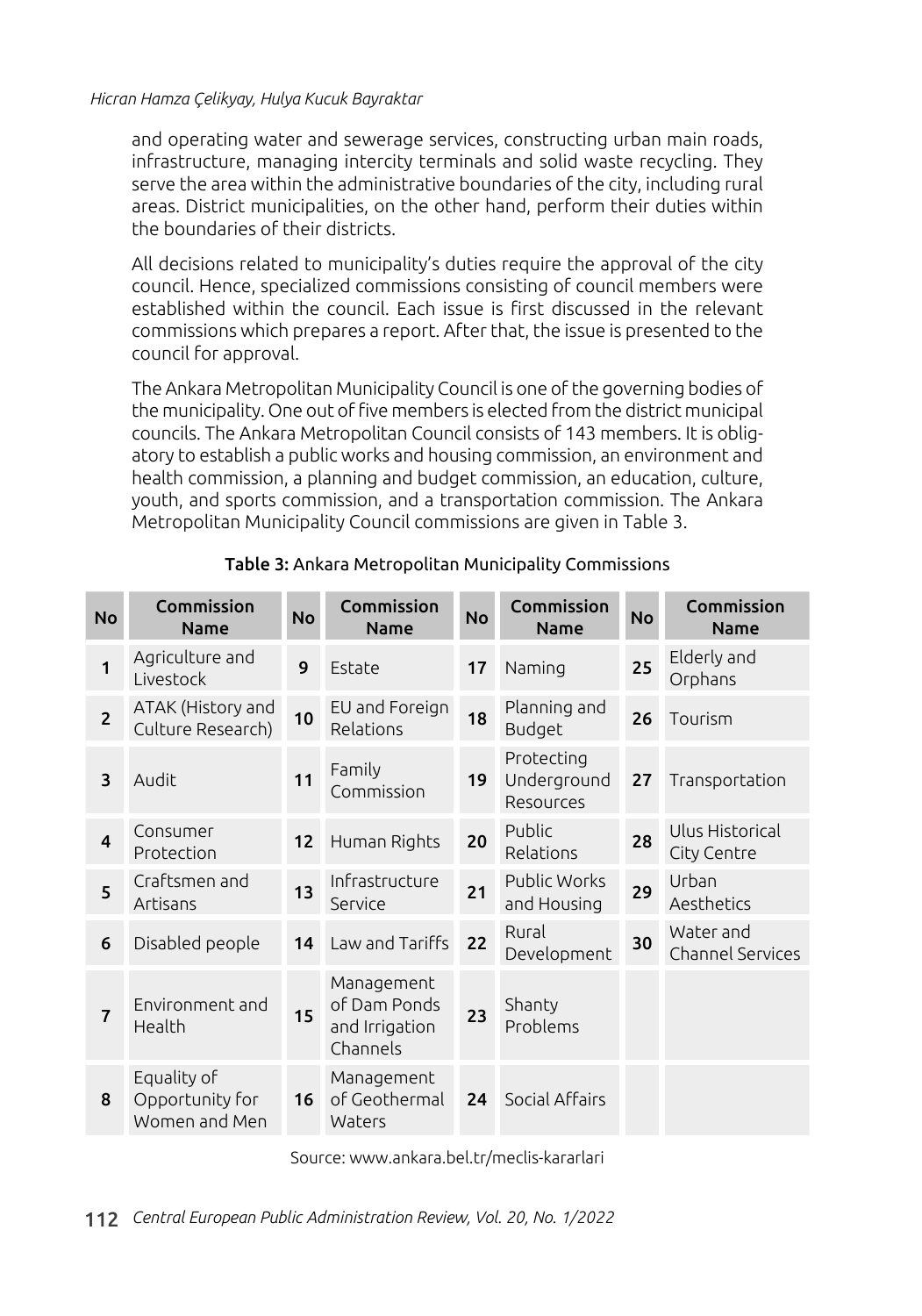and operating water and sewerage services, constructing urban main roads, infrastructure, managing intercity terminals and solid waste recycling. They serve the area within the administrative boundaries of the city, including rural areas. District municipalities, on the other hand, perform their duties within the boundaries of their districts.

All decisions related to municipality's duties require the approval of the city council. Hence, specialized commissions consisting of council members were established within the council. Each issue is first discussed in the relevant commissions which prepares a report. After that, the issue is presented to the council for approval.

The Ankara Metropolitan Municipality Council is one of the governing bodies of the municipality. One out of five members is elected from the district municipal councils. The Ankara Metropolitan Council consists of 143 members. It is obligatory to establish a public works and housing commission, an environment and health commission, a planning and budget commission, an education, culture, youth, and sports commission, and a transportation commission. The Ankara Metropolitan Municipality Council commissions are given in Table 3.

**Table 3:** Ankara Metropolitan Municipality Commissions

| No | Commission Name | No | Commission Name | No | Commission Name | No | Commission Name |
|---|---|---|---|---|---|---|---|
| 1 | Agriculture and Livestock | 9 | Estate | 17 | Naming | 25 | Elderly and Orphans |
| 2 | ATAK (History and Culture Research) | 10 | EU and Foreign Relations | 18 | Planning and Budget | 26 | Tourism |
| 3 | Audit | 11 | Family Commission | 19 | Protecting Underground Resources | 27 | Transportation |
| 4 | Consumer Protection | 12 | Human Rights | 20 | Public Relations | 28 | Ulus Historical City Centre |
| 5 | Craftsmen and Artisans | 13 | Infrastructure Service | 21 | Public Works and Housing | 29 | Urban Aesthetics |
| 6 | Disabled people | 14 | Law and Tariffs | 22 | Rural Development | 30 | Water and Channel Services |
| 7 | Environment and Health | 15 | Management of Dam Ponds and Irrigation Channels | 23 | Shanty Problems | | |
| 8 | Equality of Opportunity for Women and Men | 16 | Management of Geothermal Waters | 24 | Social Affairs | | |

Source: www.ankara.bel.tr/meclis-kararlari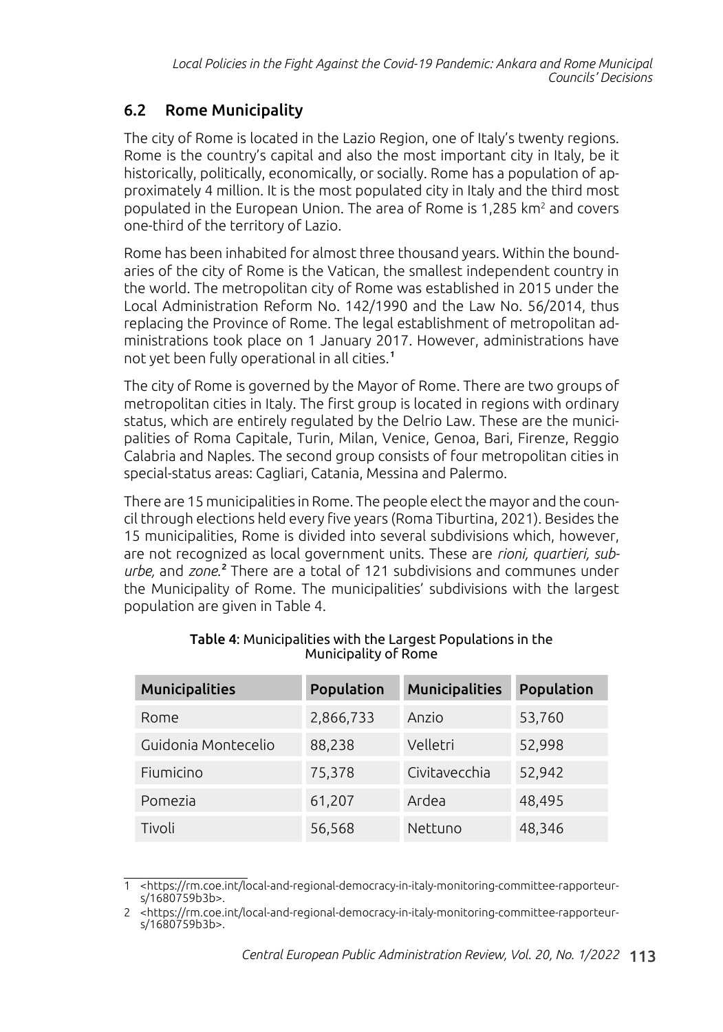## 6.2 Rome Municipality

The city of Rome is located in the Lazio Region, one of Italy's twenty regions. Rome is the country's capital and also the most important city in Italy, be it historically, politically, economically, or socially. Rome has a population of approximately 4 million. It is the most populated city in Italy and the third most populated in the European Union. The area of Rome is 1,285 km$^2$ and covers one-third of the territory of Lazio.

Rome has been inhabited for almost three thousand years. Within the boundaries of the city of Rome is the Vatican, the smallest independent country in the world. The metropolitan city of Rome was established in 2015 under the Local Administration Reform No. 142/1990 and the Law No. 56/2014, thus replacing the Province of Rome. The legal establishment of metropolitan administrations took place on 1 January 2017. However, administrations have not yet been fully operational in all cities.[1]

The city of Rome is governed by the Mayor of Rome. There are two groups of metropolitan cities in Italy. The first group is located in regions with ordinary status, which are entirely regulated by the Delrio Law. These are the municipalities of Roma Capitale, Turin, Milan, Venice, Genoa, Bari, Firenze, Reggio Calabria and Naples. The second group consists of four metropolitan cities in special-status areas: Cagliari, Catania, Messina and Palermo.

There are 15 municipalities in Rome. The people elect the mayor and the council through elections held every five years (Roma Tiburtina, 2021). Besides the 15 municipalities, Rome is divided into several subdivisions which, however, are not recognized as local government units. These are *rioni, quartieri, suburbe,* and *zone*.[2] There are a total of 121 subdivisions and communes under the Municipality of Rome. The municipalities' subdivisions with the largest population are given in Table 4.

**Table 4**: Municipalities with the Largest Populations in the Municipality of Rome

| Municipalities | Population | Municipalities | Population |
|---|---|---|---|
| Rome | 2,866,733 | Anzio | 53,760 |
| Guidonia Montecelio | 88,238 | Velletri | 52,998 |
| Fiumicino | 75,378 | Civitavecchia | 52,942 |
| Pomezia | 61,207 | Ardea | 48,495 |
| Tivoli | 56,568 | Nettuno | 48,346 |

1 <https://rm.coe.int/local-and-regional-democracy-in-italy-monitoring-committee-rapporteurs/1680759b3b>.

2 <https://rm.coe.int/local-and-regional-democracy-in-italy-monitoring-committee-rapporteurs/1680759b3b>.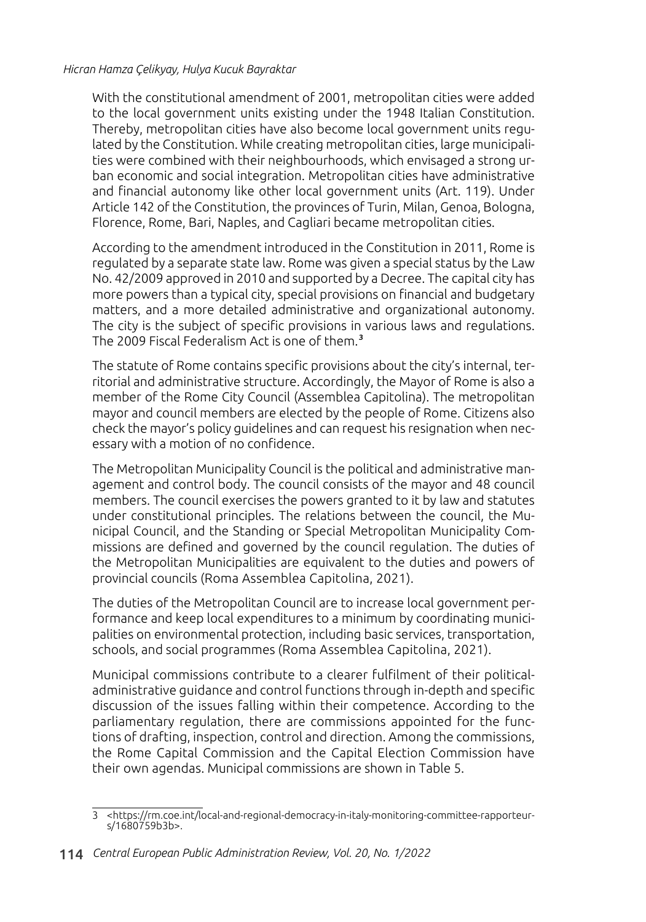With the constitutional amendment of 2001, metropolitan cities were added to the local government units existing under the 1948 Italian Constitution. Thereby, metropolitan cities have also become local government units regulated by the Constitution. While creating metropolitan cities, large municipalities were combined with their neighbourhoods, which envisaged a strong urban economic and social integration. Metropolitan cities have administrative and financial autonomy like other local government units (Art. 119). Under Article 142 of the Constitution, the provinces of Turin, Milan, Genoa, Bologna, Florence, Rome, Bari, Naples, and Cagliari became metropolitan cities.

According to the amendment introduced in the Constitution in 2011, Rome is regulated by a separate state law. Rome was given a special status by the Law No. 42/2009 approved in 2010 and supported by a Decree. The capital city has more powers than a typical city, special provisions on financial and budgetary matters, and a more detailed administrative and organizational autonomy. The city is the subject of specific provisions in various laws and regulations. The 2009 Fiscal Federalism Act is one of them.[3]

The statute of Rome contains specific provisions about the city's internal, territorial and administrative structure. Accordingly, the Mayor of Rome is also a member of the Rome City Council (Assemblea Capitolina). The metropolitan mayor and council members are elected by the people of Rome. Citizens also check the mayor's policy guidelines and can request his resignation when necessary with a motion of no confidence.

The Metropolitan Municipality Council is the political and administrative management and control body. The council consists of the mayor and 48 council members. The council exercises the powers granted to it by law and statutes under constitutional principles. The relations between the council, the Municipal Council, and the Standing or Special Metropolitan Municipality Commissions are defined and governed by the council regulation. The duties of the Metropolitan Municipalities are equivalent to the duties and powers of provincial councils (Roma Assemblea Capitolina, 2021).

The duties of the Metropolitan Council are to increase local government performance and keep local expenditures to a minimum by coordinating municipalities on environmental protection, including basic services, transportation, schools, and social programmes (Roma Assemblea Capitolina, 2021).

Municipal commissions contribute to a clearer fulfilment of their political-administrative guidance and control functions through in-depth and specific discussion of the issues falling within their competence. According to the parliamentary regulation, there are commissions appointed for the functions of drafting, inspection, control and direction. Among the commissions, the Rome Capital Commission and the Capital Election Commission have their own agendas. Municipal commissions are shown in Table 5.

---

3 <https://rm.coe.int/local-and-regional-democracy-in-italy-monitoring-committee-rapporteurs/1680759b3b>.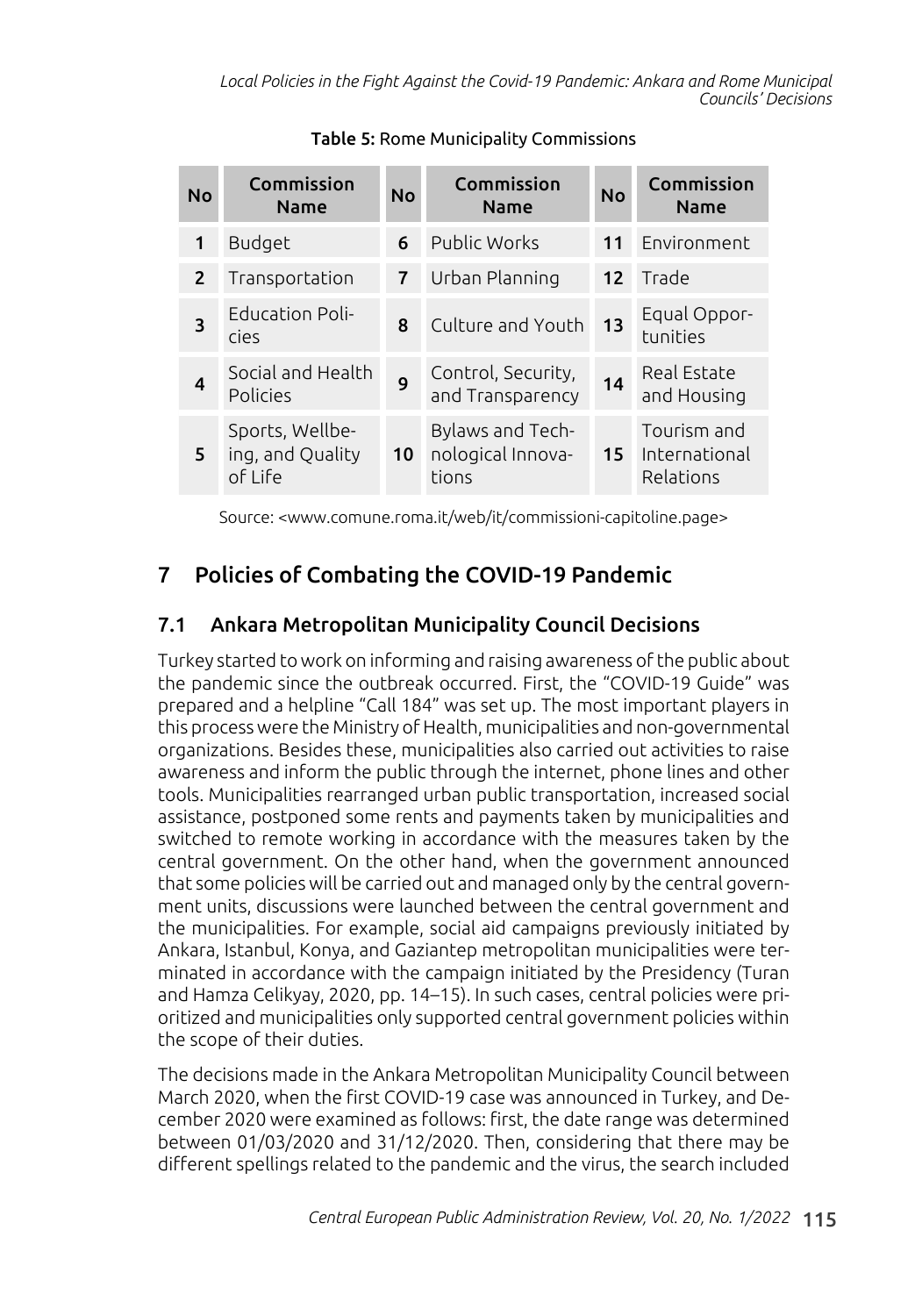**Table 5:** Rome Municipality Commissions

| No | Commission Name | No | Commission Name | No | Commission Name |
|---|---|---|---|---|---|
| 1 | Budget | 6 | Public Works | 11 | Environment |
| 2 | Transportation | 7 | Urban Planning | 12 | Trade |
| 3 | Education Policies | 8 | Culture and Youth | 13 | Equal Opportunities |
| 4 | Social and Health Policies | 9 | Control, Security, and Transparency | 14 | Real Estate and Housing |
| 5 | Sports, Wellbeing, and Quality of Life | 10 | Bylaws and Technological Innovations | 15 | Tourism and International Relations |

Source: <www.comune.roma.it/web/it/commissioni-capitoline.page>

## 7 Policies of Combating the COVID-19 Pandemic

### 7.1 Ankara Metropolitan Municipality Council Decisions

Turkey started to work on informing and raising awareness of the public about the pandemic since the outbreak occurred. First, the "COVID-19 Guide" was prepared and a helpline "Call 184" was set up. The most important players in this process were the Ministry of Health, municipalities and non-governmental organizations. Besides these, municipalities also carried out activities to raise awareness and inform the public through the internet, phone lines and other tools. Municipalities rearranged urban public transportation, increased social assistance, postponed some rents and payments taken by municipalities and switched to remote working in accordance with the measures taken by the central government. On the other hand, when the government announced that some policies will be carried out and managed only by the central government units, discussions were launched between the central government and the municipalities. For example, social aid campaigns previously initiated by Ankara, Istanbul, Konya, and Gaziantep metropolitan municipalities were terminated in accordance with the campaign initiated by the Presidency (Turan and Hamza Celikyay, 2020, pp. 14–15). In such cases, central policies were prioritized and municipalities only supported central government policies within the scope of their duties.

The decisions made in the Ankara Metropolitan Municipality Council between March 2020, when the first COVID-19 case was announced in Turkey, and December 2020 were examined as follows: first, the date range was determined between 01/03/2020 and 31/12/2020. Then, considering that there may be different spellings related to the pandemic and the virus, the search included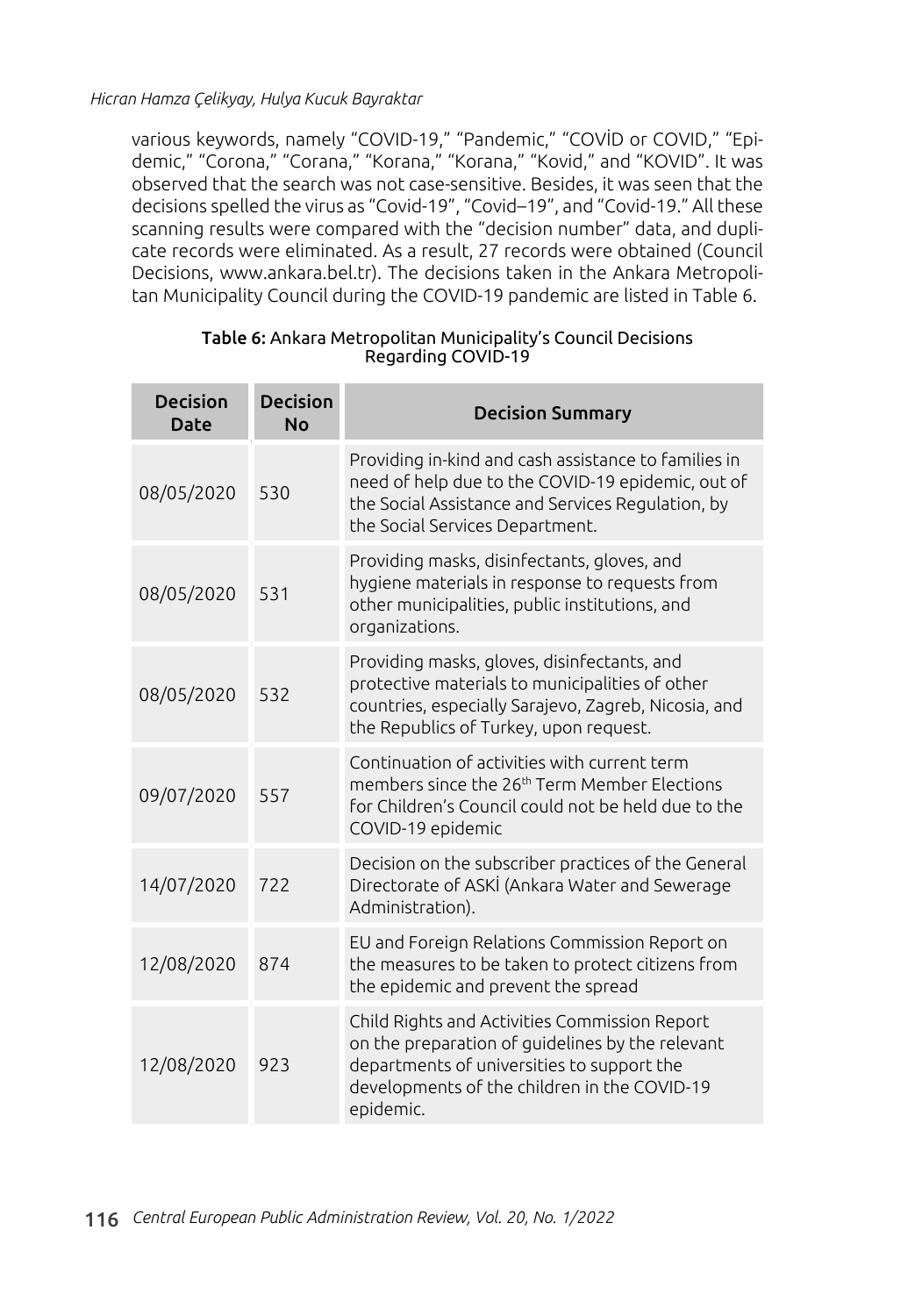various keywords, namely "COVID-19," "Pandemic," "COVİD or COVID," "Epidemic," "Corona," "Corana," "Korana," "Korana," "Kovid," and "KOVID". It was observed that the search was not case-sensitive. Besides, it was seen that the decisions spelled the virus as "Covid-19", "Covid–19", and "Covid-19." All these scanning results were compared with the "decision number" data, and duplicate records were eliminated. As a result, 27 records were obtained (Council Decisions, www.ankara.bel.tr). The decisions taken in the Ankara Metropolitan Municipality Council during the COVID-19 pandemic are listed in Table 6.

**Table 6:** Ankara Metropolitan Municipality's Council Decisions Regarding COVID-19

| Decision Date | Decision No | Decision Summary |
|---|---|---|
| 08/05/2020 | 530 | Providing in-kind and cash assistance to families in need of help due to the COVID-19 epidemic, out of the Social Assistance and Services Regulation, by the Social Services Department. |
| 08/05/2020 | 531 | Providing masks, disinfectants, gloves, and hygiene materials in response to requests from other municipalities, public institutions, and organizations. |
| 08/05/2020 | 532 | Providing masks, gloves, disinfectants, and protective materials to municipalities of other countries, especially Sarajevo, Zagreb, Nicosia, and the Republics of Turkey, upon request. |
| 09/07/2020 | 557 | Continuation of activities with current term members since the 26th Term Member Elections for Children's Council could not be held due to the COVID-19 epidemic |
| 14/07/2020 | 722 | Decision on the subscriber practices of the General Directorate of ASKİ (Ankara Water and Sewerage Administration). |
| 12/08/2020 | 874 | EU and Foreign Relations Commission Report on the measures to be taken to protect citizens from the epidemic and prevent the spread |
| 12/08/2020 | 923 | Child Rights and Activities Commission Report on the preparation of guidelines by the relevant departments of universities to support the developments of the children in the COVID-19 epidemic. |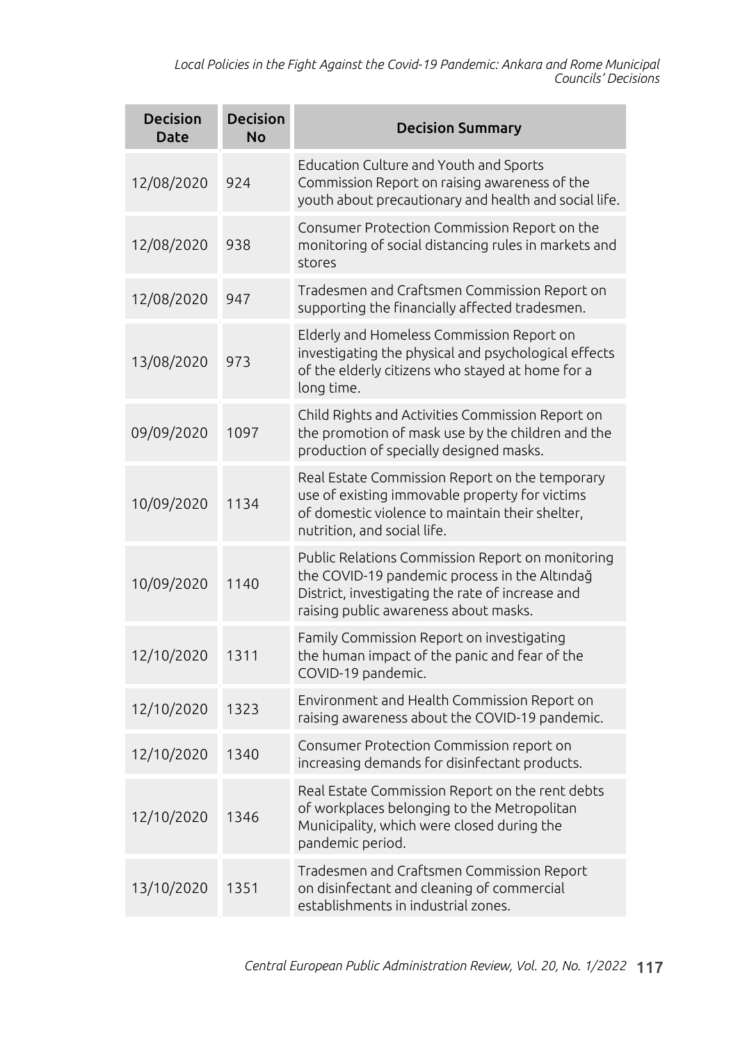| Decision Date | Decision No | Decision Summary |
|---|---|---|
| 12/08/2020 | 924 | Education Culture and Youth and Sports Commission Report on raising awareness of the youth about precautionary and health and social life. |
| 12/08/2020 | 938 | Consumer Protection Commission Report on the monitoring of social distancing rules in markets and stores |
| 12/08/2020 | 947 | Tradesmen and Craftsmen Commission Report on supporting the financially affected tradesmen. |
| 13/08/2020 | 973 | Elderly and Homeless Commission Report on investigating the physical and psychological effects of the elderly citizens who stayed at home for a long time. |
| 09/09/2020 | 1097 | Child Rights and Activities Commission Report on the promotion of mask use by the children and the production of specially designed masks. |
| 10/09/2020 | 1134 | Real Estate Commission Report on the temporary use of existing immovable property for victims of domestic violence to maintain their shelter, nutrition, and social life. |
| 10/09/2020 | 1140 | Public Relations Commission Report on monitoring the COVID-19 pandemic process in the Altındağ District, investigating the rate of increase and raising public awareness about masks. |
| 12/10/2020 | 1311 | Family Commission Report on investigating the human impact of the panic and fear of the COVID-19 pandemic. |
| 12/10/2020 | 1323 | Environment and Health Commission Report on raising awareness about the COVID-19 pandemic. |
| 12/10/2020 | 1340 | Consumer Protection Commission report on increasing demands for disinfectant products. |
| 12/10/2020 | 1346 | Real Estate Commission Report on the rent debts of workplaces belonging to the Metropolitan Municipality, which were closed during the pandemic period. |
| 13/10/2020 | 1351 | Tradesmen and Craftsmen Commission Report on disinfectant and cleaning of commercial establishments in industrial zones. |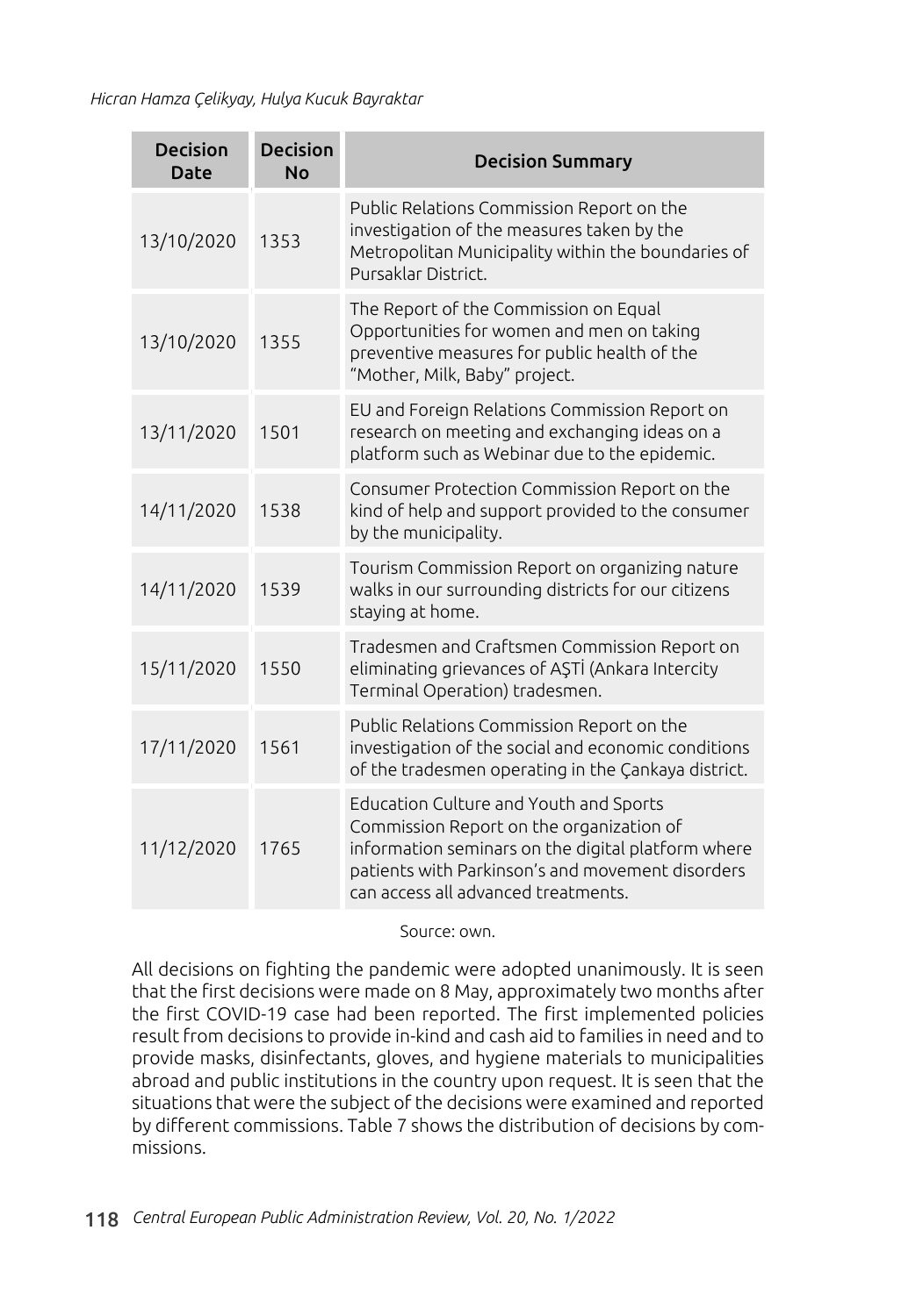| Decision Date | Decision No | Decision Summary |
|---|---|---|
| 13/10/2020 | 1353 | Public Relations Commission Report on the investigation of the measures taken by the Metropolitan Municipality within the boundaries of Pursaklar District. |
| 13/10/2020 | 1355 | The Report of the Commission on Equal Opportunities for women and men on taking preventive measures for public health of the "Mother, Milk, Baby" project. |
| 13/11/2020 | 1501 | EU and Foreign Relations Commission Report on research on meeting and exchanging ideas on a platform such as Webinar due to the epidemic. |
| 14/11/2020 | 1538 | Consumer Protection Commission Report on the kind of help and support provided to the consumer by the municipality. |
| 14/11/2020 | 1539 | Tourism Commission Report on organizing nature walks in our surrounding districts for our citizens staying at home. |
| 15/11/2020 | 1550 | Tradesmen and Craftsmen Commission Report on eliminating grievances of AŞTİ (Ankara Intercity Terminal Operation) tradesmen. |
| 17/11/2020 | 1561 | Public Relations Commission Report on the investigation of the social and economic conditions of the tradesmen operating in the Çankaya district. |
| 11/12/2020 | 1765 | Education Culture and Youth and Sports Commission Report on the organization of information seminars on the digital platform where patients with Parkinson's and movement disorders can access all advanced treatments. |

Source: own.

All decisions on fighting the pandemic were adopted unanimously. It is seen that the first decisions were made on 8 May, approximately two months after the first COVID-19 case had been reported. The first implemented policies result from decisions to provide in-kind and cash aid to families in need and to provide masks, disinfectants, gloves, and hygiene materials to municipalities abroad and public institutions in the country upon request. It is seen that the situations that were the subject of the decisions were examined and reported by different commissions. Table 7 shows the distribution of decisions by commissions.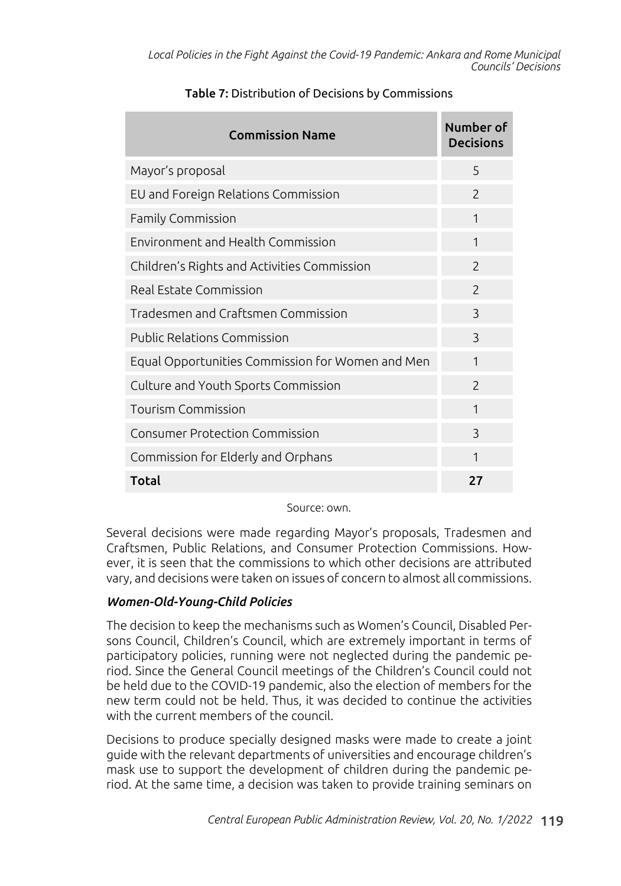Table 7: Distribution of Decisions by Commissions

| Commission Name | Number of Decisions |
|---|---|
| Mayor's proposal | 5 |
| EU and Foreign Relations Commission | 2 |
| Family Commission | 1 |
| Environment and Health Commission | 1 |
| Children's Rights and Activities Commission | 2 |
| Real Estate Commission | 2 |
| Tradesmen and Craftsmen Commission | 3 |
| Public Relations Commission | 3 |
| Equal Opportunities Commission for Women and Men | 1 |
| Culture and Youth Sports Commission | 2 |
| Tourism Commission | 1 |
| Consumer Protection Commission | 3 |
| Commission for Elderly and Orphans | 1 |
| **Total** | **27** |

Source: own.

Several decisions were made regarding Mayor's proposals, Tradesmen and Craftsmen, Public Relations, and Consumer Protection Commissions. However, it is seen that the commissions to which other decisions are attributed vary, and decisions were taken on issues of concern to almost all commissions.

### *Women-Old-Young-Child Policies*

The decision to keep the mechanisms such as Women's Council, Disabled Persons Council, Children's Council, which are extremely important in terms of participatory policies, running were not neglected during the pandemic period. Since the General Council meetings of the Children's Council could not be held due to the COVID-19 pandemic, also the election of members for the new term could not be held. Thus, it was decided to continue the activities with the current members of the council.

Decisions to produce specially designed masks were made to create a joint guide with the relevant departments of universities and encourage children's mask use to support the development of children during the pandemic period. At the same time, a decision was taken to provide training seminars on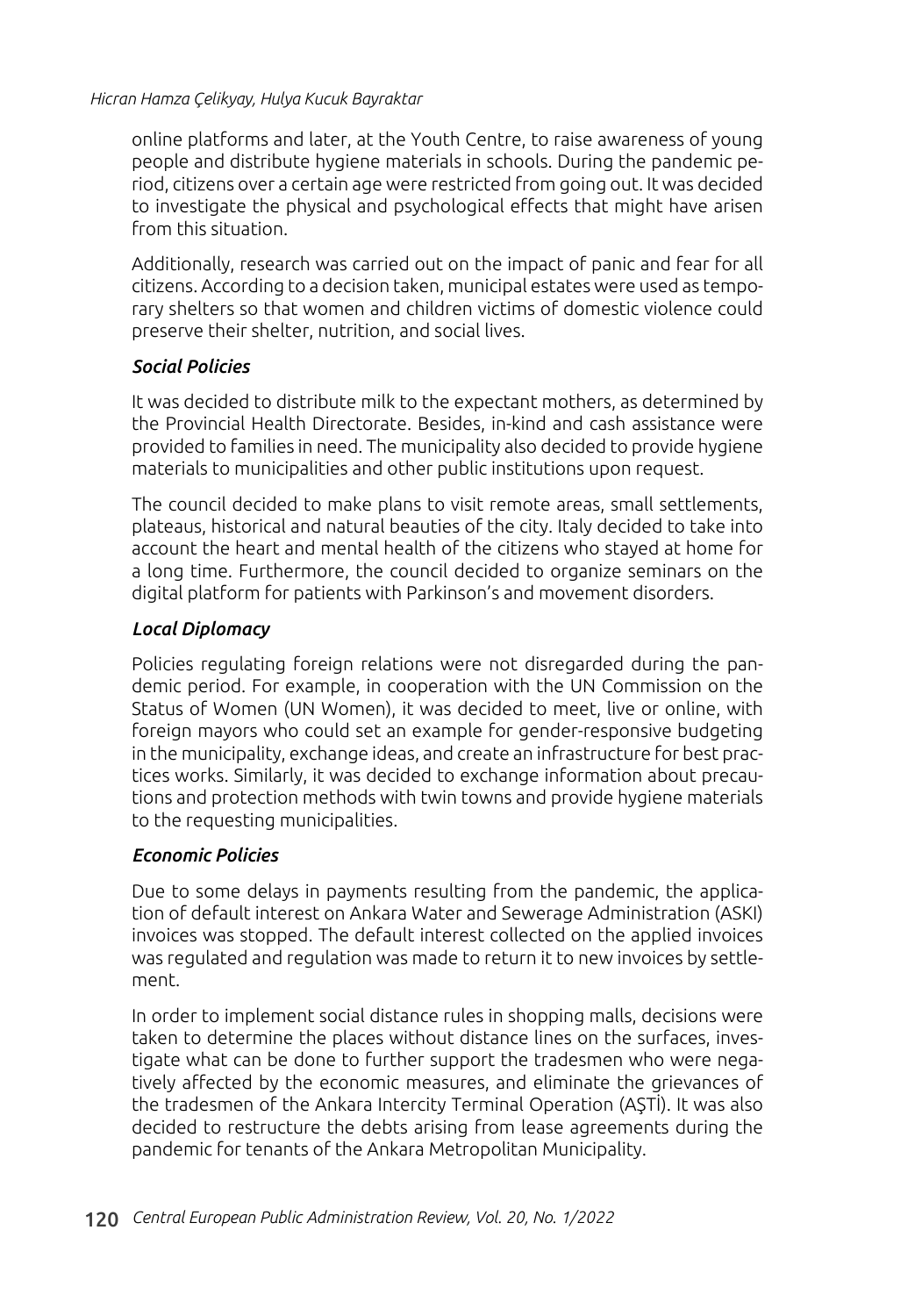online platforms and later, at the Youth Centre, to raise awareness of young people and distribute hygiene materials in schools. During the pandemic period, citizens over a certain age were restricted from going out. It was decided to investigate the physical and psychological effects that might have arisen from this situation.

Additionally, research was carried out on the impact of panic and fear for all citizens. According to a decision taken, municipal estates were used as temporary shelters so that women and children victims of domestic violence could preserve their shelter, nutrition, and social lives.

### *Social Policies*

It was decided to distribute milk to the expectant mothers, as determined by the Provincial Health Directorate. Besides, in-kind and cash assistance were provided to families in need. The municipality also decided to provide hygiene materials to municipalities and other public institutions upon request.

The council decided to make plans to visit remote areas, small settlements, plateaus, historical and natural beauties of the city. Italy decided to take into account the heart and mental health of the citizens who stayed at home for a long time. Furthermore, the council decided to organize seminars on the digital platform for patients with Parkinson's and movement disorders.

### *Local Diplomacy*

Policies regulating foreign relations were not disregarded during the pandemic period. For example, in cooperation with the UN Commission on the Status of Women (UN Women), it was decided to meet, live or online, with foreign mayors who could set an example for gender-responsive budgeting in the municipality, exchange ideas, and create an infrastructure for best practices works. Similarly, it was decided to exchange information about precautions and protection methods with twin towns and provide hygiene materials to the requesting municipalities.

### *Economic Policies*

Due to some delays in payments resulting from the pandemic, the application of default interest on Ankara Water and Sewerage Administration (ASKI) invoices was stopped. The default interest collected on the applied invoices was regulated and regulation was made to return it to new invoices by settlement.

In order to implement social distance rules in shopping malls, decisions were taken to determine the places without distance lines on the surfaces, investigate what can be done to further support the tradesmen who were negatively affected by the economic measures, and eliminate the grievances of the tradesmen of the Ankara Intercity Terminal Operation (AŞTİ). It was also decided to restructure the debts arising from lease agreements during the pandemic for tenants of the Ankara Metropolitan Municipality.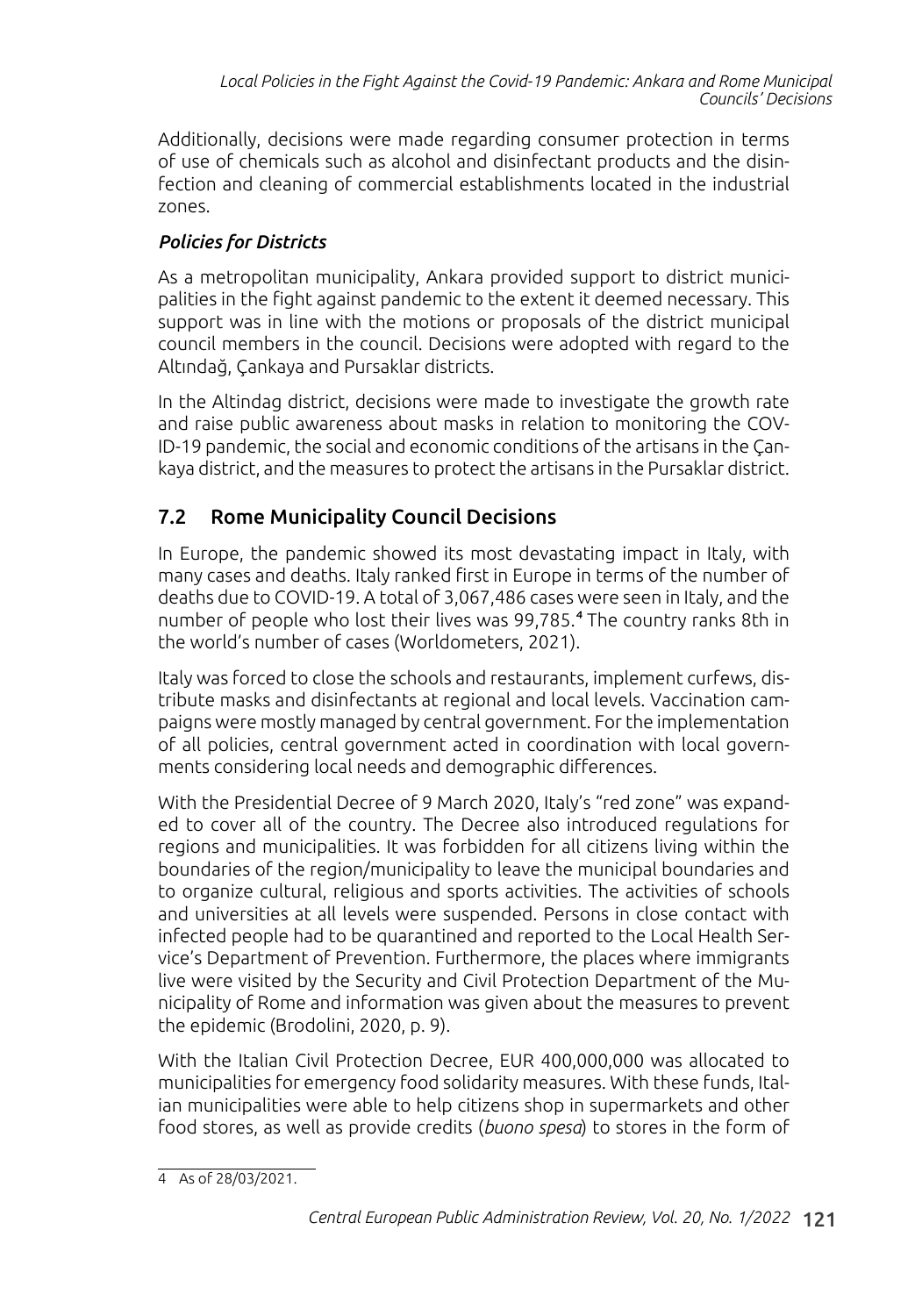Additionally, decisions were made regarding consumer protection in terms of use of chemicals such as alcohol and disinfectant products and the disinfection and cleaning of commercial establishments located in the industrial zones.

### *Policies for Districts*

As a metropolitan municipality, Ankara provided support to district municipalities in the fight against pandemic to the extent it deemed necessary. This support was in line with the motions or proposals of the district municipal council members in the council. Decisions were adopted with regard to the Altındağ, Çankaya and Pursaklar districts.

In the Altindag district, decisions were made to investigate the growth rate and raise public awareness about masks in relation to monitoring the COVID-19 pandemic, the social and economic conditions of the artisans in the Çankaya district, and the measures to protect the artisans in the Pursaklar district.

## 7.2 Rome Municipality Council Decisions

In Europe, the pandemic showed its most devastating impact in Italy, with many cases and deaths. Italy ranked first in Europe in terms of the number of deaths due to COVID-19. A total of 3,067,486 cases were seen in Italy, and the number of people who lost their lives was 99,785.[4] The country ranks 8th in the world's number of cases (Worldometers, 2021).

Italy was forced to close the schools and restaurants, implement curfews, distribute masks and disinfectants at regional and local levels. Vaccination campaigns were mostly managed by central government. For the implementation of all policies, central government acted in coordination with local governments considering local needs and demographic differences.

With the Presidential Decree of 9 March 2020, Italy's "red zone" was expanded to cover all of the country. The Decree also introduced regulations for regions and municipalities. It was forbidden for all citizens living within the boundaries of the region/municipality to leave the municipal boundaries and to organize cultural, religious and sports activities. The activities of schools and universities at all levels were suspended. Persons in close contact with infected people had to be quarantined and reported to the Local Health Service's Department of Prevention. Furthermore, the places where immigrants live were visited by the Security and Civil Protection Department of the Municipality of Rome and information was given about the measures to prevent the epidemic (Brodolini, 2020, p. 9).

With the Italian Civil Protection Decree, EUR 400,000,000 was allocated to municipalities for emergency food solidarity measures. With these funds, Italian municipalities were able to help citizens shop in supermarkets and other food stores, as well as provide credits (*buono spesa*) to stores in the form of

---

4 As of 28/03/2021.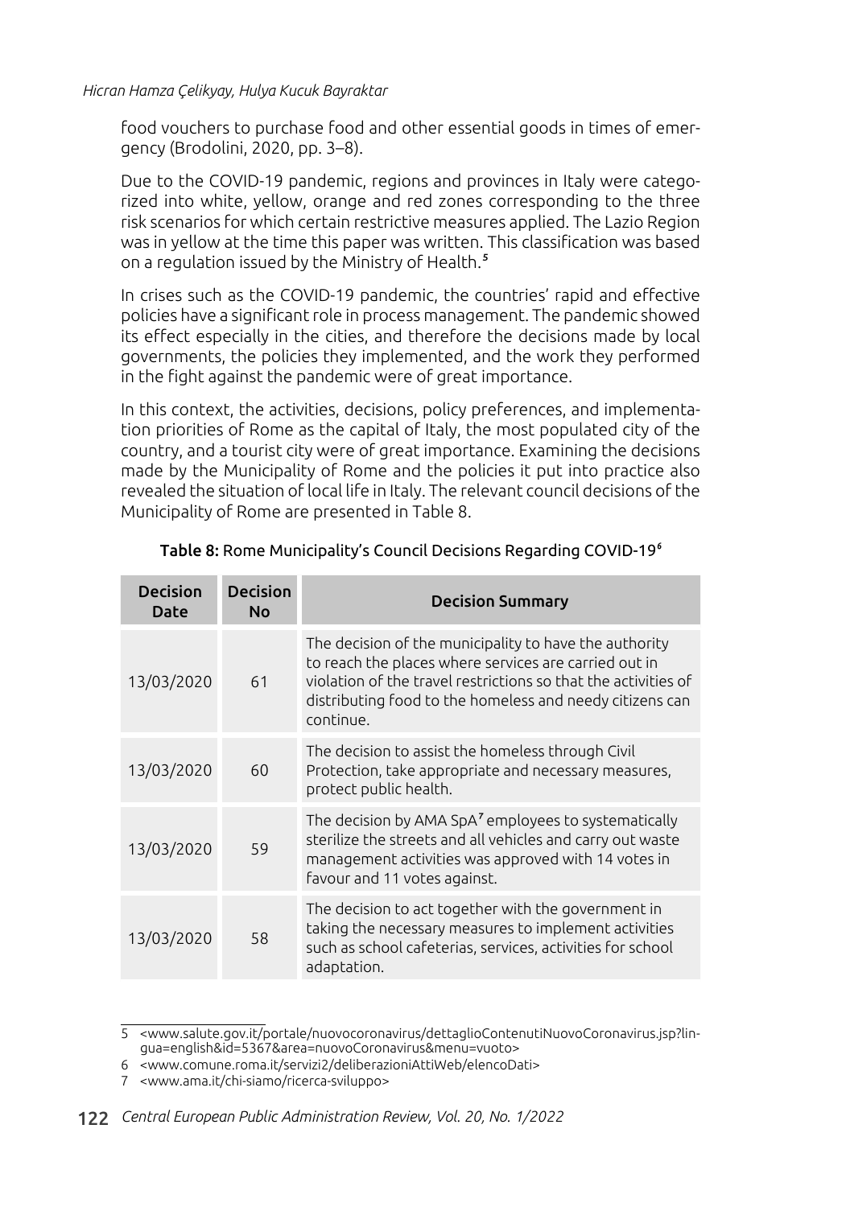food vouchers to purchase food and other essential goods in times of emergency (Brodolini, 2020, pp. 3–8).

Due to the COVID-19 pandemic, regions and provinces in Italy were categorized into white, yellow, orange and red zones corresponding to the three risk scenarios for which certain restrictive measures applied. The Lazio Region was in yellow at the time this paper was written. This classification was based on a regulation issued by the Ministry of Health.[5]

In crises such as the COVID-19 pandemic, the countries' rapid and effective policies have a significant role in process management. The pandemic showed its effect especially in the cities, and therefore the decisions made by local governments, the policies they implemented, and the work they performed in the fight against the pandemic were of great importance.

In this context, the activities, decisions, policy preferences, and implementation priorities of Rome as the capital of Italy, the most populated city of the country, and a tourist city were of great importance. Examining the decisions made by the Municipality of Rome and the policies it put into practice also revealed the situation of local life in Italy. The relevant council decisions of the Municipality of Rome are presented in Table 8.

**Table 8:** Rome Municipality's Council Decisions Regarding COVID-19[6]

| Decision Date | Decision No | Decision Summary |
|---|---|---|
| 13/03/2020 | 61 | The decision of the municipality to have the authority to reach the places where services are carried out in violation of the travel restrictions so that the activities of distributing food to the homeless and needy citizens can continue. |
| 13/03/2020 | 60 | The decision to assist the homeless through Civil Protection, take appropriate and necessary measures, protect public health. |
| 13/03/2020 | 59 | The decision by AMA SpA[7] employees to systematically sterilize the streets and all vehicles and carry out waste management activities was approved with 14 votes in favour and 11 votes against. |
| 13/03/2020 | 58 | The decision to act together with the government in taking the necessary measures to implement activities such as school cafeterias, services, activities for school adaptation. |

5 <www.salute.gov.it/portale/nuovocoronavirus/dettaglioContenutiNuovoCoronavirus.jsp?lingua=english&id=5367&area=nuovoCoronavirus&menu=vuoto>

6 <www.comune.roma.it/servizi2/deliberazioniAttiWeb/elencoDati>

7 <www.ama.it/chi-siamo/ricerca-sviluppo>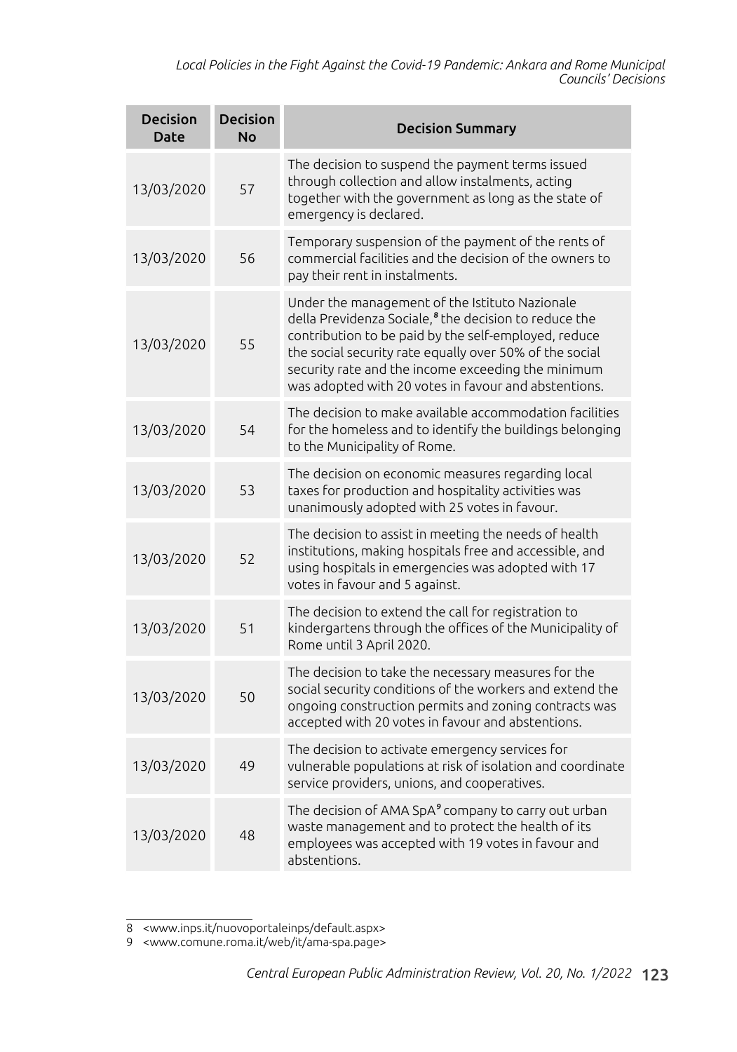| Decision Date | Decision No | Decision Summary |
|---|---|---|
| 13/03/2020 | 57 | The decision to suspend the payment terms issued through collection and allow instalments, acting together with the government as long as the state of emergency is declared. |
| 13/03/2020 | 56 | Temporary suspension of the payment of the rents of commercial facilities and the decision of the owners to pay their rent in instalments. |
| 13/03/2020 | 55 | Under the management of the Istituto Nazionale della Previdenza Sociale,[8] the decision to reduce the contribution to be paid by the self-employed, reduce the social security rate equally over 50% of the social security rate and the income exceeding the minimum was adopted with 20 votes in favour and abstentions. |
| 13/03/2020 | 54 | The decision to make available accommodation facilities for the homeless and to identify the buildings belonging to the Municipality of Rome. |
| 13/03/2020 | 53 | The decision on economic measures regarding local taxes for production and hospitality activities was unanimously adopted with 25 votes in favour. |
| 13/03/2020 | 52 | The decision to assist in meeting the needs of health institutions, making hospitals free and accessible, and using hospitals in emergencies was adopted with 17 votes in favour and 5 against. |
| 13/03/2020 | 51 | The decision to extend the call for registration to kindergartens through the offices of the Municipality of Rome until 3 April 2020. |
| 13/03/2020 | 50 | The decision to take the necessary measures for the social security conditions of the workers and extend the ongoing construction permits and zoning contracts was accepted with 20 votes in favour and abstentions. |
| 13/03/2020 | 49 | The decision to activate emergency services for vulnerable populations at risk of isolation and coordinate service providers, unions, and cooperatives. |
| 13/03/2020 | 48 | The decision of AMA SpA[9] company to carry out urban waste management and to protect the health of its employees was accepted with 19 votes in favour and abstentions. |

8 <www.inps.it/nuovoportaleinps/default.aspx>

9 <www.comune.roma.it/web/it/ama-spa.page>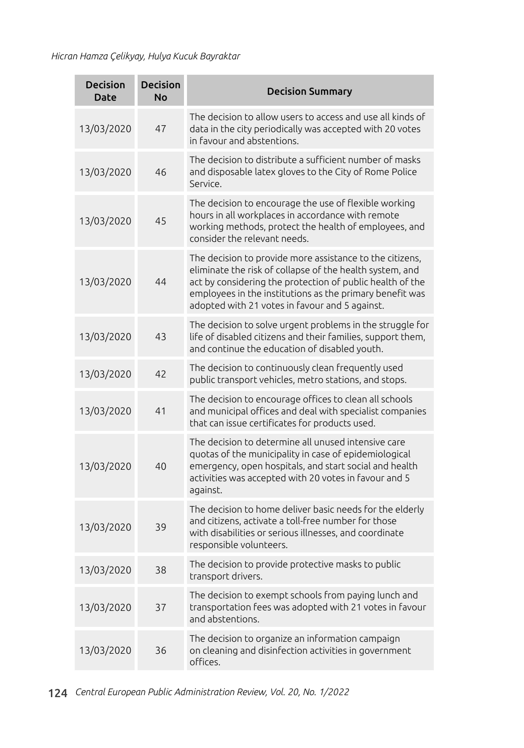| Decision Date | Decision No | Decision Summary |
|---|---|---|
| 13/03/2020 | 47 | The decision to allow users to access and use all kinds of data in the city periodically was accepted with 20 votes in favour and abstentions. |
| 13/03/2020 | 46 | The decision to distribute a sufficient number of masks and disposable latex gloves to the City of Rome Police Service. |
| 13/03/2020 | 45 | The decision to encourage the use of flexible working hours in all workplaces in accordance with remote working methods, protect the health of employees, and consider the relevant needs. |
| 13/03/2020 | 44 | The decision to provide more assistance to the citizens, eliminate the risk of collapse of the health system, and act by considering the protection of public health of the employees in the institutions as the primary benefit was adopted with 21 votes in favour and 5 against. |
| 13/03/2020 | 43 | The decision to solve urgent problems in the struggle for life of disabled citizens and their families, support them, and continue the education of disabled youth. |
| 13/03/2020 | 42 | The decision to continuously clean frequently used public transport vehicles, metro stations, and stops. |
| 13/03/2020 | 41 | The decision to encourage offices to clean all schools and municipal offices and deal with specialist companies that can issue certificates for products used. |
| 13/03/2020 | 40 | The decision to determine all unused intensive care quotas of the municipality in case of epidemiological emergency, open hospitals, and start social and health activities was accepted with 20 votes in favour and 5 against. |
| 13/03/2020 | 39 | The decision to home deliver basic needs for the elderly and citizens, activate a toll-free number for those with disabilities or serious illnesses, and coordinate responsible volunteers. |
| 13/03/2020 | 38 | The decision to provide protective masks to public transport drivers. |
| 13/03/2020 | 37 | The decision to exempt schools from paying lunch and transportation fees was adopted with 21 votes in favour and abstentions. |
| 13/03/2020 | 36 | The decision to organize an information campaign on cleaning and disinfection activities in government offices. |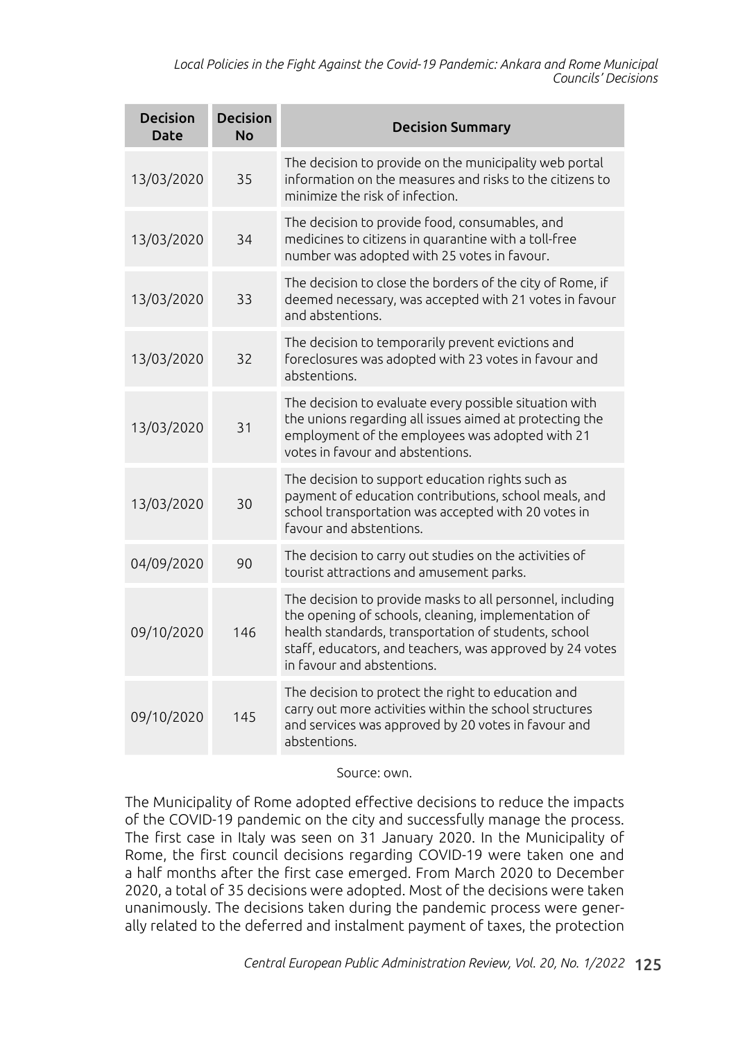| Decision Date | Decision No | Decision Summary |
|---|---|---|
| 13/03/2020 | 35 | The decision to provide on the municipality web portal information on the measures and risks to the citizens to minimize the risk of infection. |
| 13/03/2020 | 34 | The decision to provide food, consumables, and medicines to citizens in quarantine with a toll-free number was adopted with 25 votes in favour. |
| 13/03/2020 | 33 | The decision to close the borders of the city of Rome, if deemed necessary, was accepted with 21 votes in favour and abstentions. |
| 13/03/2020 | 32 | The decision to temporarily prevent evictions and foreclosures was adopted with 23 votes in favour and abstentions. |
| 13/03/2020 | 31 | The decision to evaluate every possible situation with the unions regarding all issues aimed at protecting the employment of the employees was adopted with 21 votes in favour and abstentions. |
| 13/03/2020 | 30 | The decision to support education rights such as payment of education contributions, school meals, and school transportation was accepted with 20 votes in favour and abstentions. |
| 04/09/2020 | 90 | The decision to carry out studies on the activities of tourist attractions and amusement parks. |
| 09/10/2020 | 146 | The decision to provide masks to all personnel, including the opening of schools, cleaning, implementation of health standards, transportation of students, school staff, educators, and teachers, was approved by 24 votes in favour and abstentions. |
| 09/10/2020 | 145 | The decision to protect the right to education and carry out more activities within the school structures and services was approved by 20 votes in favour and abstentions. |

Source: own.

The Municipality of Rome adopted effective decisions to reduce the impacts of the COVID-19 pandemic on the city and successfully manage the process. The first case in Italy was seen on 31 January 2020. In the Municipality of Rome, the first council decisions regarding COVID-19 were taken one and a half months after the first case emerged. From March 2020 to December 2020, a total of 35 decisions were adopted. Most of the decisions were taken unanimously. The decisions taken during the pandemic process were generally related to the deferred and instalment payment of taxes, the protection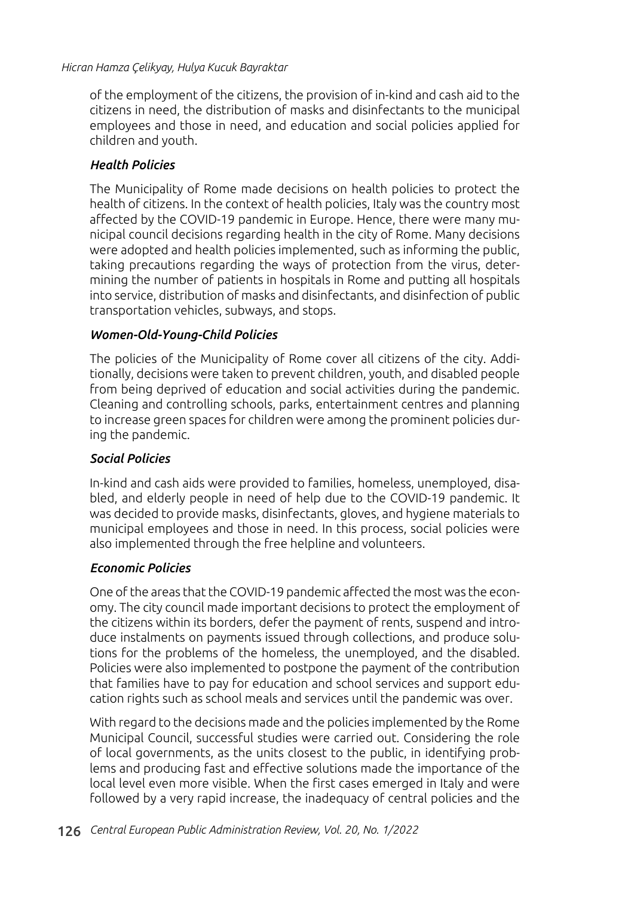of the employment of the citizens, the provision of in-kind and cash aid to the citizens in need, the distribution of masks and disinfectants to the municipal employees and those in need, and education and social policies applied for children and youth.

### *Health Policies*

The Municipality of Rome made decisions on health policies to protect the health of citizens. In the context of health policies, Italy was the country most affected by the COVID-19 pandemic in Europe. Hence, there were many municipal council decisions regarding health in the city of Rome. Many decisions were adopted and health policies implemented, such as informing the public, taking precautions regarding the ways of protection from the virus, determining the number of patients in hospitals in Rome and putting all hospitals into service, distribution of masks and disinfectants, and disinfection of public transportation vehicles, subways, and stops.

### *Women-Old-Young-Child Policies*

The policies of the Municipality of Rome cover all citizens of the city. Additionally, decisions were taken to prevent children, youth, and disabled people from being deprived of education and social activities during the pandemic. Cleaning and controlling schools, parks, entertainment centres and planning to increase green spaces for children were among the prominent policies during the pandemic.

### *Social Policies*

In-kind and cash aids were provided to families, homeless, unemployed, disabled, and elderly people in need of help due to the COVID-19 pandemic. It was decided to provide masks, disinfectants, gloves, and hygiene materials to municipal employees and those in need. In this process, social policies were also implemented through the free helpline and volunteers.

### *Economic Policies*

One of the areas that the COVID-19 pandemic affected the most was the economy. The city council made important decisions to protect the employment of the citizens within its borders, defer the payment of rents, suspend and introduce instalments on payments issued through collections, and produce solutions for the problems of the homeless, the unemployed, and the disabled. Policies were also implemented to postpone the payment of the contribution that families have to pay for education and school services and support education rights such as school meals and services until the pandemic was over.

With regard to the decisions made and the policies implemented by the Rome Municipal Council, successful studies were carried out. Considering the role of local governments, as the units closest to the public, in identifying problems and producing fast and effective solutions made the importance of the local level even more visible. When the first cases emerged in Italy and were followed by a very rapid increase, the inadequacy of central policies and the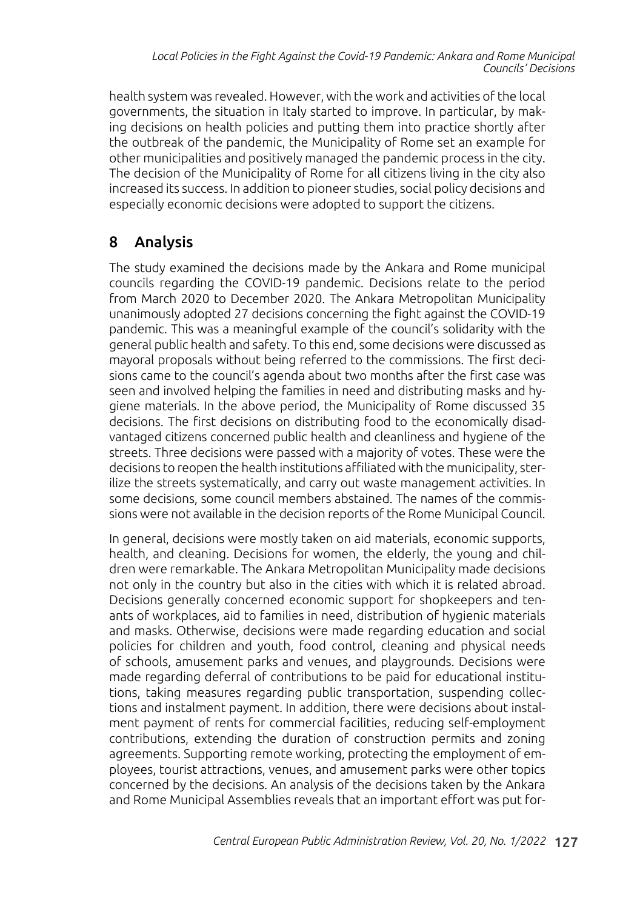health system was revealed. However, with the work and activities of the local governments, the situation in Italy started to improve. In particular, by making decisions on health policies and putting them into practice shortly after the outbreak of the pandemic, the Municipality of Rome set an example for other municipalities and positively managed the pandemic process in the city. The decision of the Municipality of Rome for all citizens living in the city also increased its success. In addition to pioneer studies, social policy decisions and especially economic decisions were adopted to support the citizens.

## 8 Analysis

The study examined the decisions made by the Ankara and Rome municipal councils regarding the COVID-19 pandemic. Decisions relate to the period from March 2020 to December 2020. The Ankara Metropolitan Municipality unanimously adopted 27 decisions concerning the fight against the COVID-19 pandemic. This was a meaningful example of the council's solidarity with the general public health and safety. To this end, some decisions were discussed as mayoral proposals without being referred to the commissions. The first decisions came to the council's agenda about two months after the first case was seen and involved helping the families in need and distributing masks and hygiene materials. In the above period, the Municipality of Rome discussed 35 decisions. The first decisions on distributing food to the economically disadvantaged citizens concerned public health and cleanliness and hygiene of the streets. Three decisions were passed with a majority of votes. These were the decisions to reopen the health institutions affiliated with the municipality, sterilize the streets systematically, and carry out waste management activities. In some decisions, some council members abstained. The names of the commissions were not available in the decision reports of the Rome Municipal Council.

In general, decisions were mostly taken on aid materials, economic supports, health, and cleaning. Decisions for women, the elderly, the young and children were remarkable. The Ankara Metropolitan Municipality made decisions not only in the country but also in the cities with which it is related abroad. Decisions generally concerned economic support for shopkeepers and tenants of workplaces, aid to families in need, distribution of hygienic materials and masks. Otherwise, decisions were made regarding education and social policies for children and youth, food control, cleaning and physical needs of schools, amusement parks and venues, and playgrounds. Decisions were made regarding deferral of contributions to be paid for educational institutions, taking measures regarding public transportation, suspending collections and instalment payment. In addition, there were decisions about instalment payment of rents for commercial facilities, reducing self-employment contributions, extending the duration of construction permits and zoning agreements. Supporting remote working, protecting the employment of employees, tourist attractions, venues, and amusement parks were other topics concerned by the decisions. An analysis of the decisions taken by the Ankara and Rome Municipal Assemblies reveals that an important effort was put for-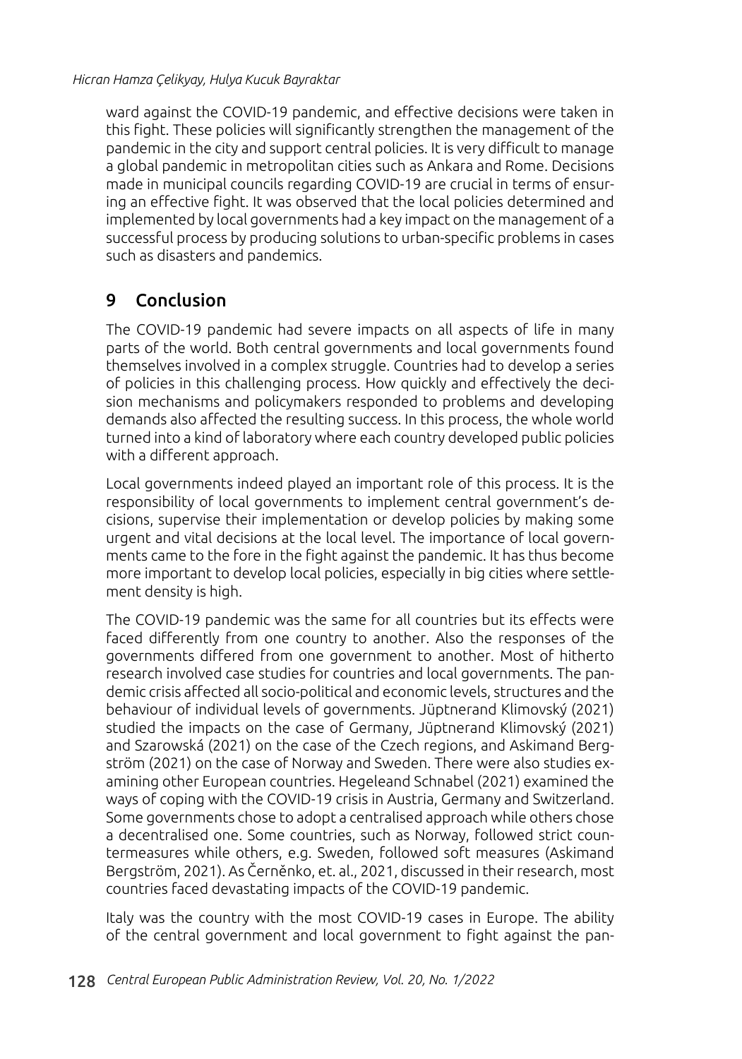ward against the COVID-19 pandemic, and effective decisions were taken in this fight. These policies will significantly strengthen the management of the pandemic in the city and support central policies. It is very difficult to manage a global pandemic in metropolitan cities such as Ankara and Rome. Decisions made in municipal councils regarding COVID-19 are crucial in terms of ensuring an effective fight. It was observed that the local policies determined and implemented by local governments had a key impact on the management of a successful process by producing solutions to urban-specific problems in cases such as disasters and pandemics.

## 9 Conclusion

The COVID-19 pandemic had severe impacts on all aspects of life in many parts of the world. Both central governments and local governments found themselves involved in a complex struggle. Countries had to develop a series of policies in this challenging process. How quickly and effectively the decision mechanisms and policymakers responded to problems and developing demands also affected the resulting success. In this process, the whole world turned into a kind of laboratory where each country developed public policies with a different approach.

Local governments indeed played an important role of this process. It is the responsibility of local governments to implement central government's decisions, supervise their implementation or develop policies by making some urgent and vital decisions at the local level. The importance of local governments came to the fore in the fight against the pandemic. It has thus become more important to develop local policies, especially in big cities where settlement density is high.

The COVID-19 pandemic was the same for all countries but its effects were faced differently from one country to another. Also the responses of the governments differed from one government to another. Most of hitherto research involved case studies for countries and local governments. The pandemic crisis affected all socio-political and economic levels, structures and the behaviour of individual levels of governments. Jüptnerand Klimovský (2021) studied the impacts on the case of Germany, Jüptnerand Klimovský (2021) and Szarowská (2021) on the case of the Czech regions, and Askimand Bergström (2021) on the case of Norway and Sweden. There were also studies examining other European countries. Hegeleand Schnabel (2021) examined the ways of coping with the COVID-19 crisis in Austria, Germany and Switzerland. Some governments chose to adopt a centralised approach while others chose a decentralised one. Some countries, such as Norway, followed strict countermeasures while others, e.g. Sweden, followed soft measures (Askimand Bergström, 2021). As Černěnko, et. al., 2021, discussed in their research, most countries faced devastating impacts of the COVID-19 pandemic.

Italy was the country with the most COVID-19 cases in Europe. The ability of the central government and local government to fight against the pan-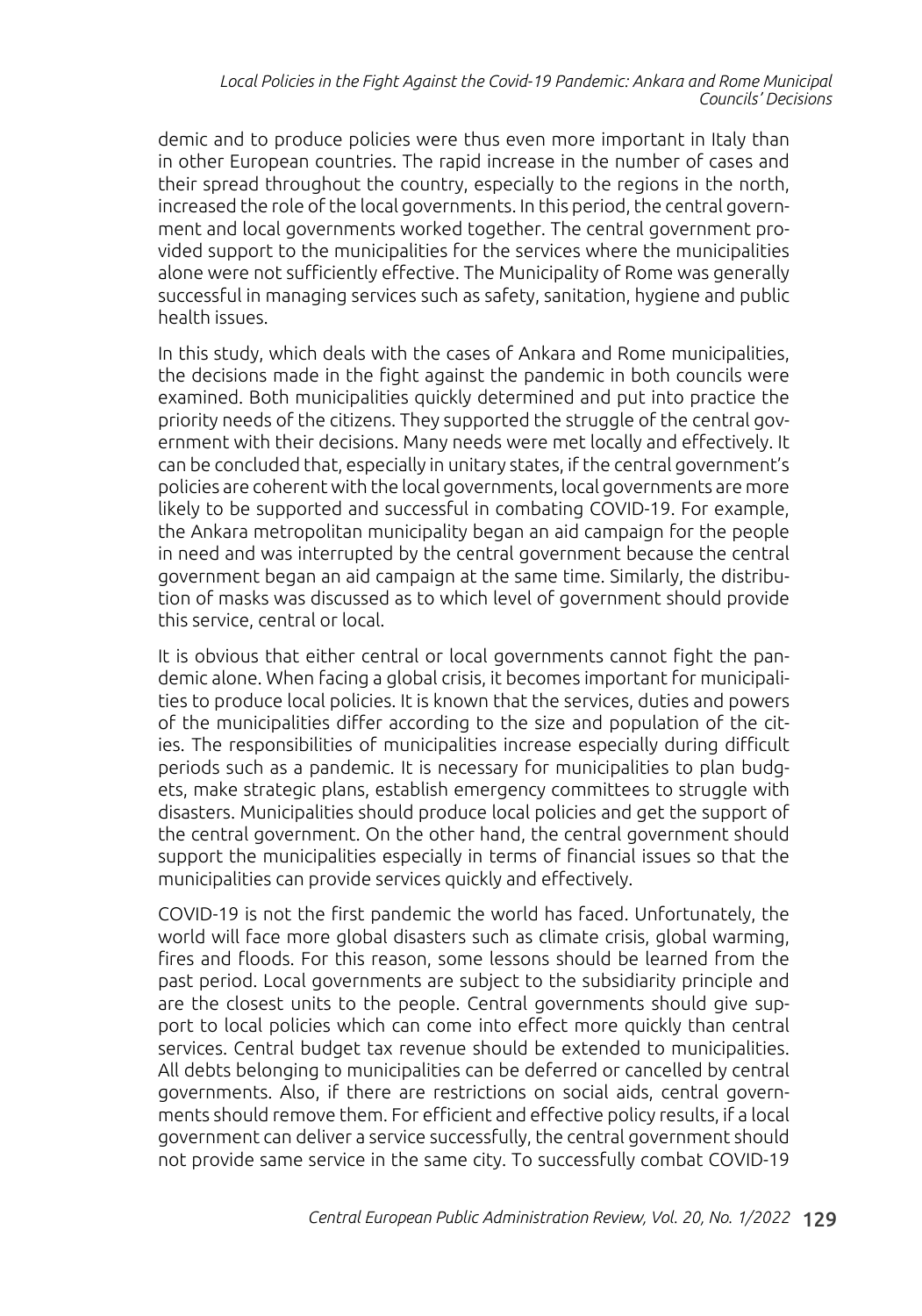demic and to produce policies were thus even more important in Italy than in other European countries. The rapid increase in the number of cases and their spread throughout the country, especially to the regions in the north, increased the role of the local governments. In this period, the central government and local governments worked together. The central government provided support to the municipalities for the services where the municipalities alone were not sufficiently effective. The Municipality of Rome was generally successful in managing services such as safety, sanitation, hygiene and public health issues.

In this study, which deals with the cases of Ankara and Rome municipalities, the decisions made in the fight against the pandemic in both councils were examined. Both municipalities quickly determined and put into practice the priority needs of the citizens. They supported the struggle of the central government with their decisions. Many needs were met locally and effectively. It can be concluded that, especially in unitary states, if the central government's policies are coherent with the local governments, local governments are more likely to be supported and successful in combating COVID-19. For example, the Ankara metropolitan municipality began an aid campaign for the people in need and was interrupted by the central government because the central government began an aid campaign at the same time. Similarly, the distribution of masks was discussed as to which level of government should provide this service, central or local.

It is obvious that either central or local governments cannot fight the pandemic alone. When facing a global crisis, it becomes important for municipalities to produce local policies. It is known that the services, duties and powers of the municipalities differ according to the size and population of the cities. The responsibilities of municipalities increase especially during difficult periods such as a pandemic. It is necessary for municipalities to plan budgets, make strategic plans, establish emergency committees to struggle with disasters. Municipalities should produce local policies and get the support of the central government. On the other hand, the central government should support the municipalities especially in terms of financial issues so that the municipalities can provide services quickly and effectively.

COVID-19 is not the first pandemic the world has faced. Unfortunately, the world will face more global disasters such as climate crisis, global warming, fires and floods. For this reason, some lessons should be learned from the past period. Local governments are subject to the subsidiarity principle and are the closest units to the people. Central governments should give support to local policies which can come into effect more quickly than central services. Central budget tax revenue should be extended to municipalities. All debts belonging to municipalities can be deferred or cancelled by central governments. Also, if there are restrictions on social aids, central governments should remove them. For efficient and effective policy results, if a local government can deliver a service successfully, the central government should not provide same service in the same city. To successfully combat COVID-19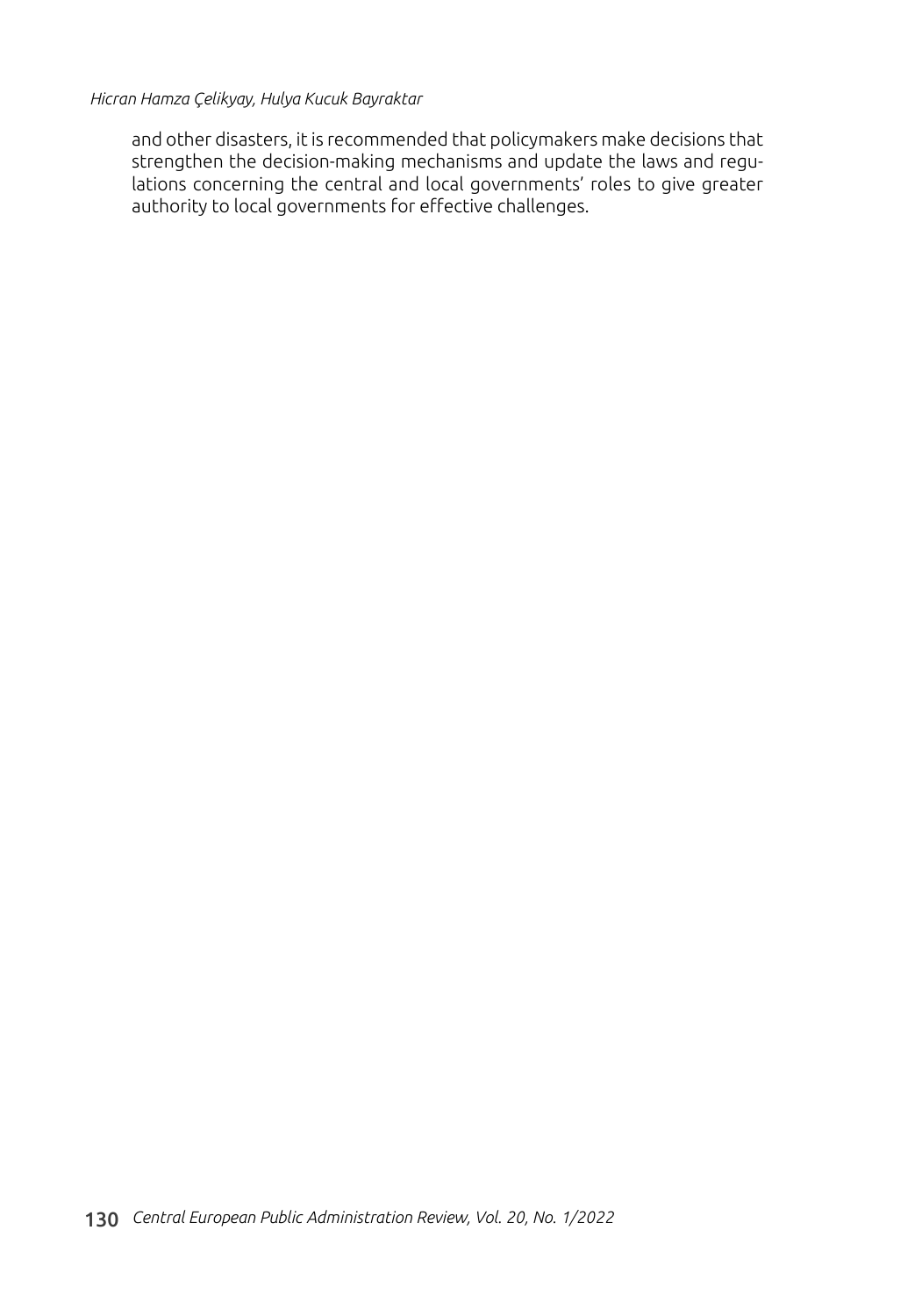and other disasters, it is recommended that policymakers make decisions that strengthen the decision-making mechanisms and update the laws and regulations concerning the central and local governments' roles to give greater authority to local governments for effective challenges.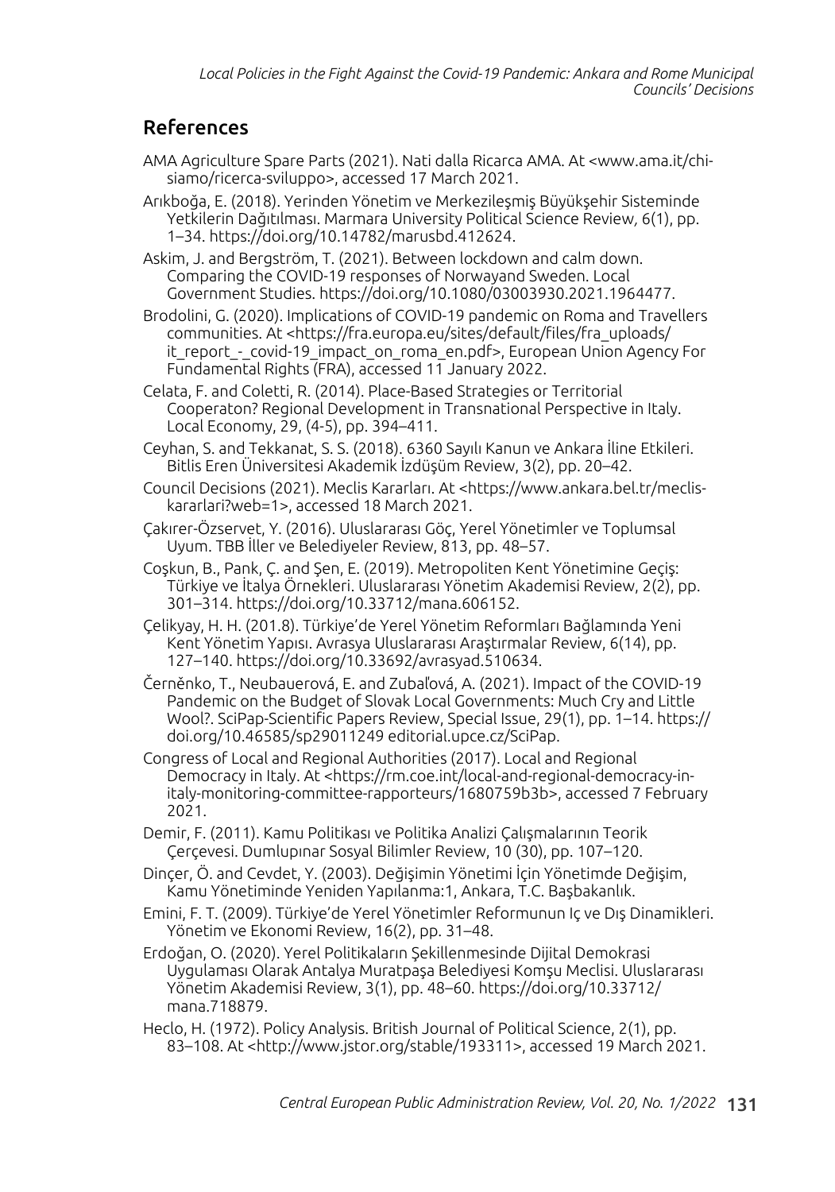## References

AMA Agriculture Spare Parts (2021). Nati dalla Ricarca AMA. At <www.ama.it/chi-siamo/ricerca-sviluppo>, accessed 17 March 2021.

Arıkboğa, E. (2018). Yerinden Yönetim ve Merkezileşmiş Büyükşehir Sisteminde Yetkilerin Dağıtılması. Marmara University Political Science Review, 6(1), pp. 1–34. https://doi.org/10.14782/marusbd.412624.

Askim, J. and Bergström, T. (2021). Between lockdown and calm down. Comparing the COVID-19 responses of Norwayand Sweden. Local Government Studies. https://doi.org/10.1080/03003930.2021.1964477.

Brodolini, G. (2020). Implications of COVID-19 pandemic on Roma and Travellers communities. At <https://fra.europa.eu/sites/default/files/fra_uploads/it_report_-_covid-19_impact_on_roma_en.pdf>, European Union Agency For Fundamental Rights (FRA), accessed 11 January 2022.

Celata, F. and Coletti, R. (2014). Place-Based Strategies or Territorial Cooperaton? Regional Development in Transnational Perspective in Italy. Local Economy, 29, (4-5), pp. 394–411.

Ceyhan, S. and Tekkanat, S. S. (2018). 6360 Sayılı Kanun ve Ankara İline Etkileri. Bitlis Eren Üniversitesi Akademik İzdüşüm Review, 3(2), pp. 20–42.

Council Decisions (2021). Meclis Kararları. At <https://www.ankara.bel.tr/meclis-kararlari?web=1>, accessed 18 March 2021.

Çakırer-Özservet, Y. (2016). Uluslararası Göç, Yerel Yönetimler ve Toplumsal Uyum. TBB İller ve Belediyeler Review, 813, pp. 48–57.

Coşkun, B., Pank, Ç. and Şen, E. (2019). Metropoliten Kent Yönetimine Geçiş: Türkiye ve İtalya Örnekleri. Uluslararası Yönetim Akademisi Review, 2(2), pp. 301–314. https://doi.org/10.33712/mana.606152.

Çelikyay, H. H. (201.8). Türkiye'de Yerel Yönetim Reformları Bağlamında Yeni Kent Yönetim Yapısı. Avrasya Uluslararası Araştırmalar Review, 6(14), pp. 127–140. https://doi.org/10.33692/avrasyad.510634.

Černěnko, T., Neubauerová, E. and Zubaľová, A. (2021). Impact of the COVID-19 Pandemic on the Budget of Slovak Local Governments: Much Cry and Little Wool?. SciPap-Scientific Papers Review, Special Issue, 29(1), pp. 1–14. https://doi.org/10.46585/sp29011249 editorial.upce.cz/SciPap.

Congress of Local and Regional Authorities (2017). Local and Regional Democracy in Italy. At <https://rm.coe.int/local-and-regional-democracy-in-italy-monitoring-committee-rapporteurs/1680759b3b>, accessed 7 February 2021.

Demir, F. (2011). Kamu Politikası ve Politika Analizi Çalışmalarının Teorik Çerçevesi. Dumlupınar Sosyal Bilimler Review, 10 (30), pp. 107–120.

Dinçer, Ö. and Cevdet, Y. (2003). Değişimin Yönetimi İçin Yönetimde Değişim, Kamu Yönetiminde Yeniden Yapılanma:1, Ankara, T.C. Başbakanlık.

Emini, F. T. (2009). Türkiye'de Yerel Yönetimler Reformunun Iç ve Dış Dinamikleri. Yönetim ve Ekonomi Review, 16(2), pp. 31–48.

Erdoğan, O. (2020). Yerel Politikaların Şekillenmesinde Dijital Demokrasi Uygulaması Olarak Antalya Muratpaşa Belediyesi Komşu Meclisi. Uluslararası Yönetim Akademisi Review, 3(1), pp. 48–60. https://doi.org/10.33712/mana.718879.

Heclo, H. (1972). Policy Analysis. British Journal of Political Science, 2(1), pp. 83–108. At <http://www.jstor.org/stable/193311>, accessed 19 March 2021.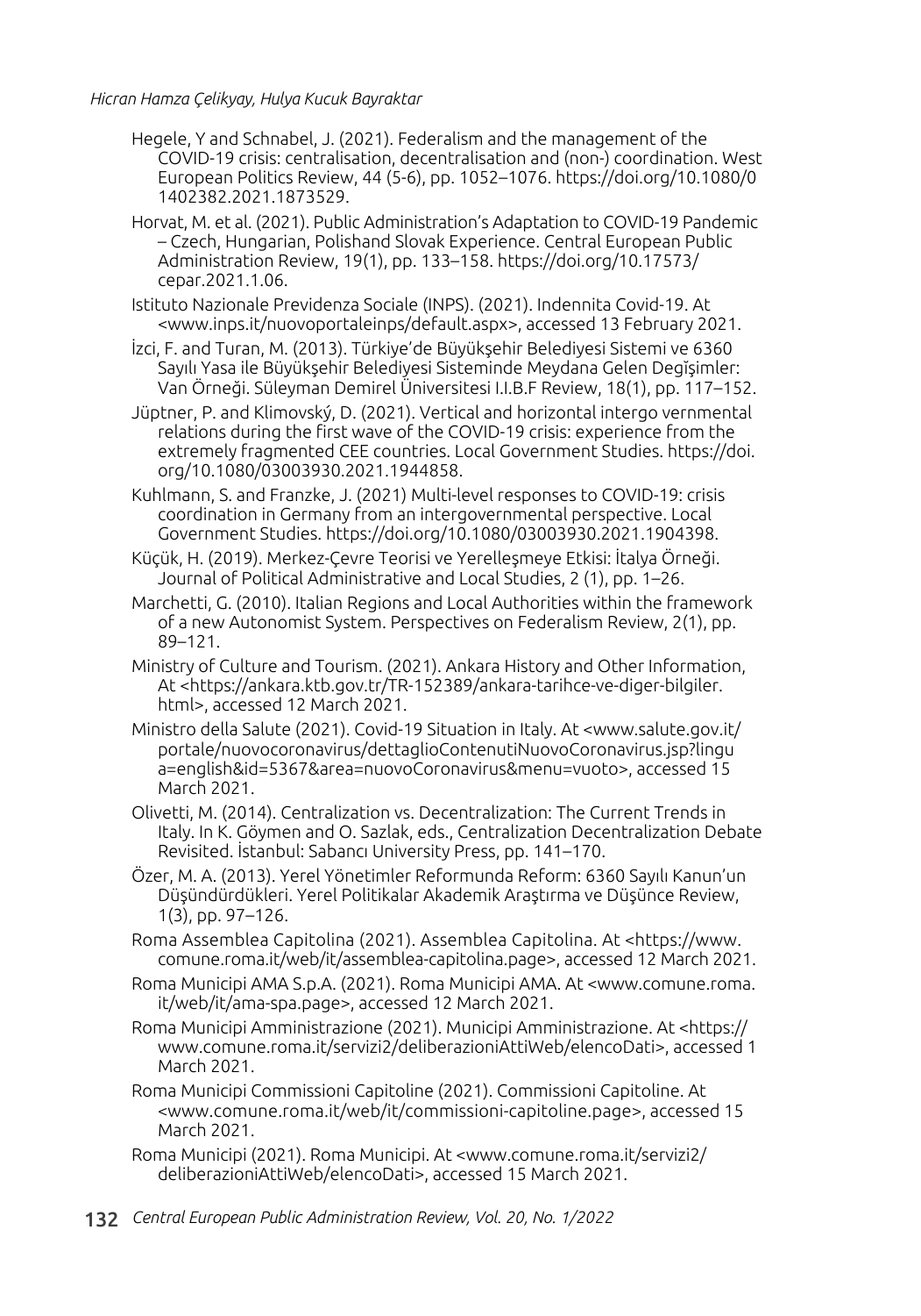Hegele, Y and Schnabel, J. (2021). Federalism and the management of the COVID-19 crisis: centralisation, decentralisation and (non-) coordination. West European Politics Review, 44 (5-6), pp. 1052–1076. https://doi.org/10.1080/01402382.2021.1873529.

Horvat, M. et al. (2021). Public Administration's Adaptation to COVID-19 Pandemic – Czech, Hungarian, Polishand Slovak Experience. Central European Public Administration Review, 19(1), pp. 133–158. https://doi.org/10.17573/cepar.2021.1.06.

Istituto Nazionale Previdenza Sociale (INPS). (2021). Indennita Covid-19. At <www.inps.it/nuovoportaleinps/default.aspx>, accessed 13 February 2021.

İzci, F. and Turan, M. (2013). Türkiye'de Büyükşehir Belediyesi Sistemi ve 6360 Sayılı Yasa ile Büyükşehir Belediyesi Sisteminde Meydana Gelen Degĭşimler: Van Örneği. Süleyman Demirel Üniversitesi I.I.B.F Review, 18(1), pp. 117–152.

Jüptner, P. and Klimovský, D. (2021). Vertical and horizontal intergo vernmental relations during the first wave of the COVID-19 crisis: experience from the extremely fragmented CEE countries. Local Government Studies. https://doi.org/10.1080/03003930.2021.1944858.

Kuhlmann, S. and Franzke, J. (2021) Multi-level responses to COVID-19: crisis coordination in Germany from an intergovernmental perspective. Local Government Studies. https://doi.org/10.1080/03003930.2021.1904398.

Küçük, H. (2019). Merkez-Çevre Teorisi ve Yerelleşmeye Etkisi: İtalya Örneği. Journal of Political Administrative and Local Studies, 2 (1), pp. 1–26.

Marchetti, G. (2010). Italian Regions and Local Authorities within the framework of a new Autonomist System. Perspectives on Federalism Review, 2(1), pp. 89–121.

Ministry of Culture and Tourism. (2021). Ankara History and Other Information, At <https://ankara.ktb.gov.tr/TR-152389/ankara-tarihce-ve-diger-bilgiler.html>, accessed 12 March 2021.

Ministro della Salute (2021). Covid-19 Situation in Italy. At <www.salute.gov.it/portale/nuovocoronavirus/dettaglioContenutiNuovoCoronavirus.jsp?lingua=english&id=5367&area=nuovoCoronavirus&menu=vuoto>, accessed 15 March 2021.

Olivetti, M. (2014). Centralization vs. Decentralization: The Current Trends in Italy. In K. Göymen and O. Sazlak, eds., Centralization Decentralization Debate Revisited. İstanbul: Sabancı University Press, pp. 141–170.

Özer, M. A. (2013). Yerel Yönetimler Reformunda Reform: 6360 Sayılı Kanun'un Düşündürdükleri. Yerel Politikalar Akademik Araştırma ve Düşünce Review, 1(3), pp. 97–126.

Roma Assemblea Capitolina (2021). Assemblea Capitolina. At <https://www.comune.roma.it/web/it/assemblea-capitolina.page>, accessed 12 March 2021.

Roma Municipi AMA S.p.A. (2021). Roma Municipi AMA. At <www.comune.roma.it/web/it/ama-spa.page>, accessed 12 March 2021.

Roma Municipi Amministrazione (2021). Municipi Amministrazione. At <https://www.comune.roma.it/servizi2/deliberazioniAttiWeb/elencoDati>, accessed 1 March 2021.

Roma Municipi Commissioni Capitoline (2021). Commissioni Capitoline. At <www.comune.roma.it/web/it/commissioni-capitoline.page>, accessed 15 March 2021.

Roma Municipi (2021). Roma Municipi. At <www.comune.roma.it/servizi2/deliberazioniAttiWeb/elencoDati>, accessed 15 March 2021.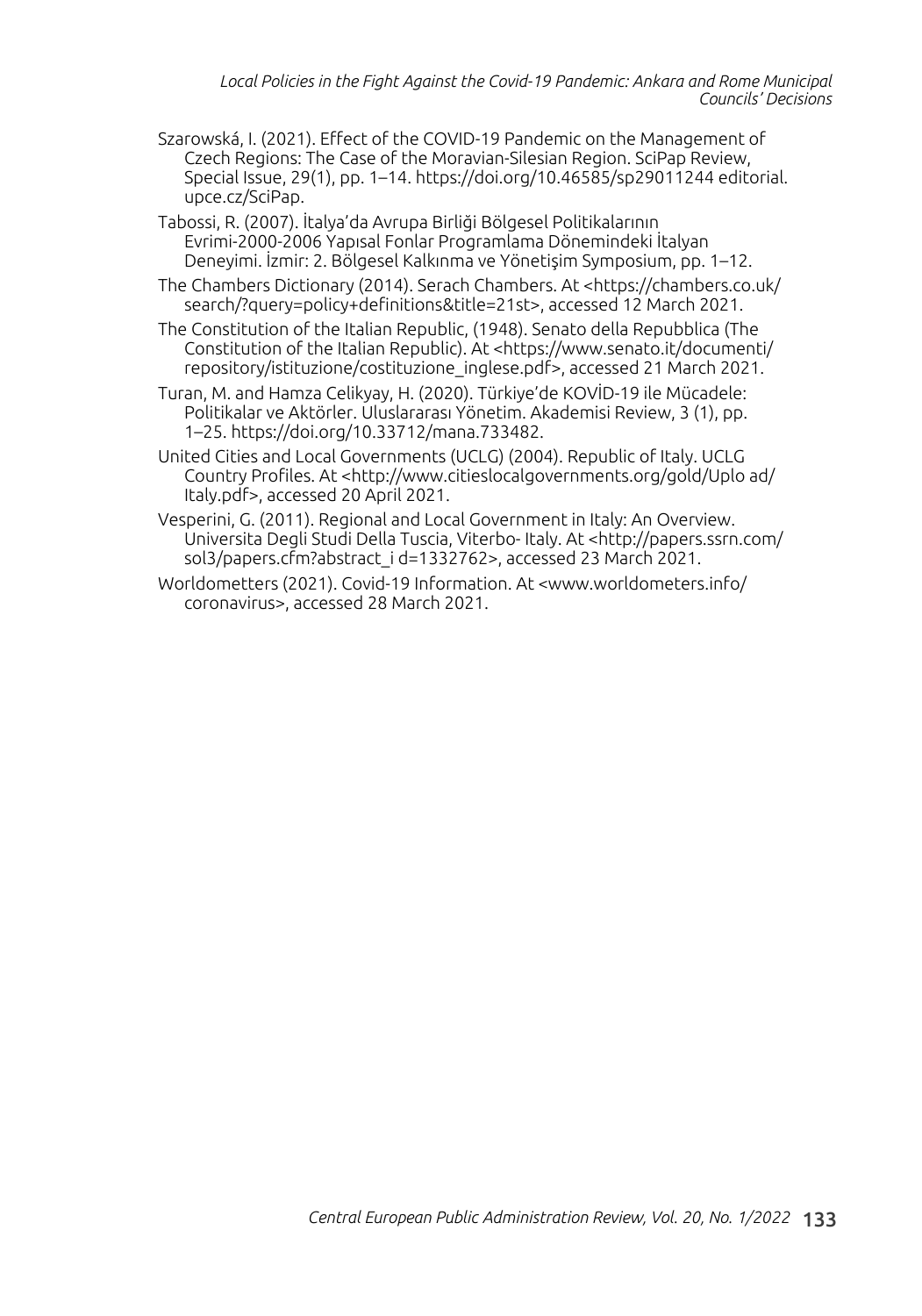Szarowská, I. (2021). Effect of the COVID-19 Pandemic on the Management of Czech Regions: The Case of the Moravian-Silesian Region. SciPap Review, Special Issue, 29(1), pp. 1–14. https://doi.org/10.46585/sp29011244 editorial.upce.cz/SciPap.

Tabossi, R. (2007). İtalya'da Avrupa Birliği Bölgesel Politikalarının Evrimi-2000-2006 Yapısal Fonlar Programlama Dönemindeki İtalyan Deneyimi. İzmir: 2. Bölgesel Kalkınma ve Yönetişim Symposium, pp. 1–12.

The Chambers Dictionary (2014). Serach Chambers. At <https://chambers.co.uk/search/?query=policy+definitions&title=21st>, accessed 12 March 2021.

The Constitution of the Italian Republic, (1948). Senato della Repubblica (The Constitution of the Italian Republic). At <https://www.senato.it/documenti/repository/istituzione/costituzione_inglese.pdf>, accessed 21 March 2021.

Turan, M. and Hamza Celikyay, H. (2020). Türkiye'de KOVİD-19 ile Mücadele: Politikalar ve Aktörler. Uluslararası Yönetim. Akademisi Review, 3 (1), pp. 1–25. https://doi.org/10.33712/mana.733482.

United Cities and Local Governments (UCLG) (2004). Republic of Italy. UCLG Country Profiles. At <http://www.citieslocalgovernments.org/gold/Uplo ad/Italy.pdf>, accessed 20 April 2021.

Vesperini, G. (2011). Regional and Local Government in Italy: An Overview. Universita Degli Studi Della Tuscia, Viterbo- Italy. At <http://papers.ssrn.com/sol3/papers.cfm?abstract_i d=1332762>, accessed 23 March 2021.

Worldometters (2021). Covid-19 Information. At <www.worldometers.info/coronavirus>, accessed 28 March 2021.